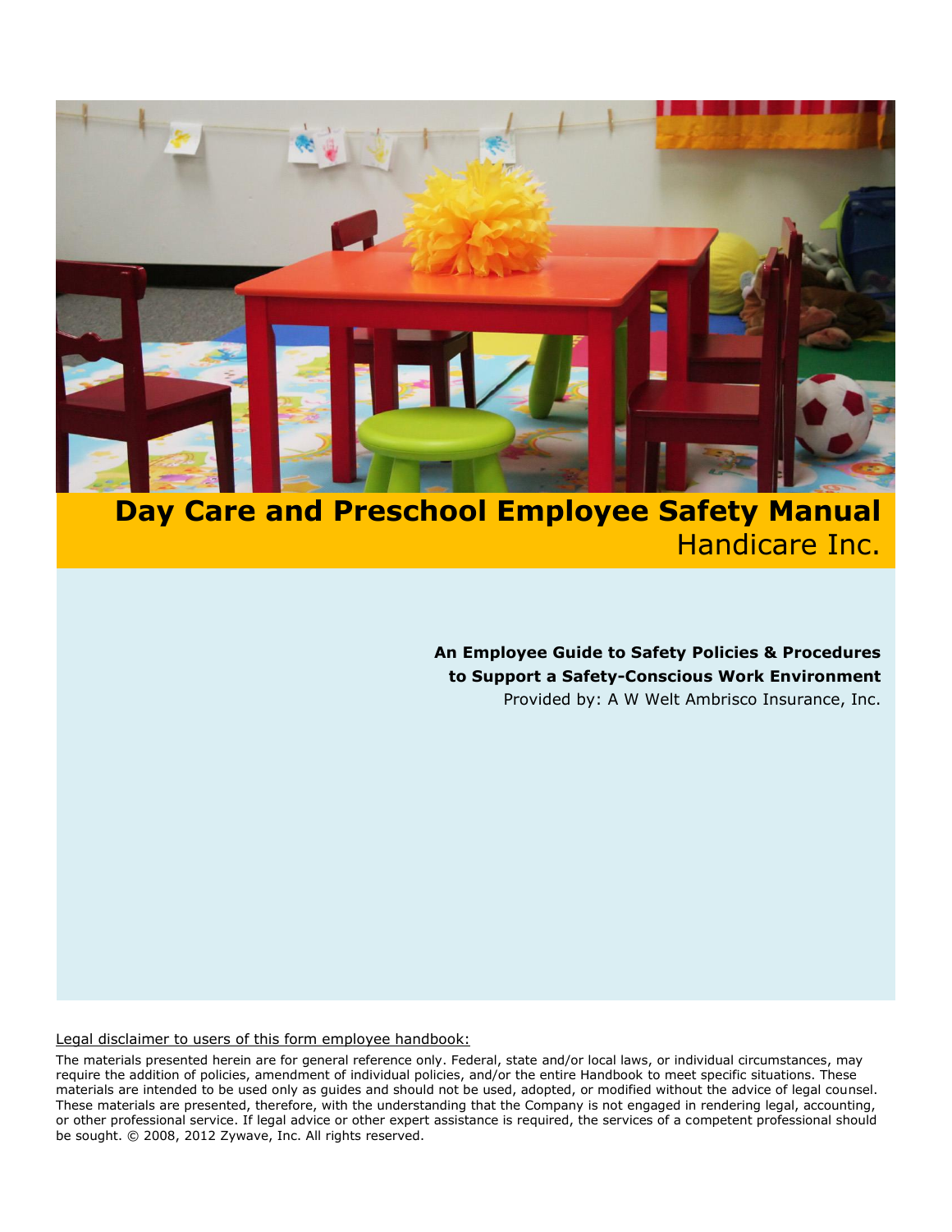# Day Care and Preschool Employee Safety Manual

Handicare Inc.

**An Employee Guide to Safety Policies & Procedures to Support a Safety-Conscious Work Environment**

Provided by: A W Welt Ambrisco Insurance, Inc.

Legal disclaimer to users of this form employee handbook:

The materials presented herein are for general reference only. Federal, state and/or local laws, or individual circumstances, may require the addition of policies, amendment of individual policies, and/or the entire Handbook to meet specific situations. These materials are intended to be used only as guides and should not be used, adopted, or modified without the advice of legal counsel. These materials are presented, therefore, with the understanding that the Company is not engaged in rendering legal, accounting, or other professional service. If legal advice or other expert assistance is required, the services of a competent professional should be sought. © 2008, 2012 Zywave, Inc. All rights reserved.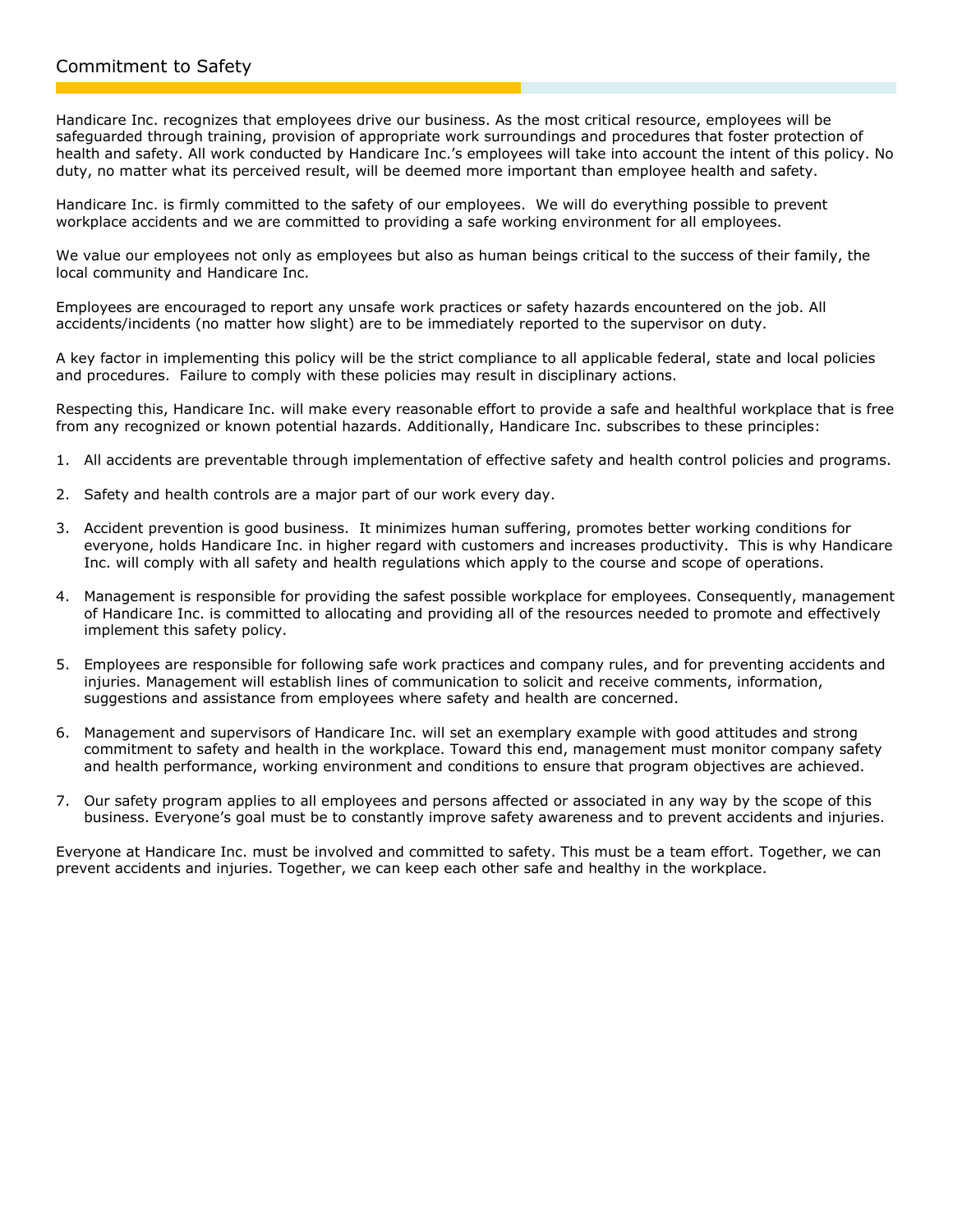## Commitment to Safety

Handicare Inc. recognizes that employees drive our business. As the most critical resource, employees will be safeguarded through training, provision of appropriate work surroundings and procedures that foster protection of health and safety. All work conducted by Handicare Inc.'s employees will take into account the intent of this policy. No duty, no matter what its perceived result, will be deemed more important than employee health and safety.

Handicare Inc. is firmly committed to the safety of our employees. We will do everything possible to prevent workplace accidents and we are committed to providing a safe working environment for all employees.

We value our employees not only as employees but also as human beings critical to the success of their family, the local community and Handicare Inc.

Employees are encouraged to report any unsafe work practices or safety hazards encountered on the job. All accidents/incidents (no matter how slight) are to be immediately reported to the supervisor on duty.

A key factor in implementing this policy will be the strict compliance to all applicable federal, state and local policies and procedures. Failure to comply with these policies may result in disciplinary actions.

Respecting this, Handicare Inc. will make every reasonable effort to provide a safe and healthful workplace that is free from any recognized or known potential hazards. Additionally, Handicare Inc. subscribes to these principles:

1. All accidents are preventable through implementation of effective safety and health control policies and programs.
2. Safety and health controls are a major part of our work every day.
3. Accident prevention is good business. It minimizes human suffering, promotes better working conditions for everyone, holds Handicare Inc. in higher regard with customers and increases productivity. This is why Handicare Inc. will comply with all safety and health regulations which apply to the course and scope of operations.
4. Management is responsible for providing the safest possible workplace for employees. Consequently, management of Handicare Inc. is committed to allocating and providing all of the resources needed to promote and effectively implement this safety policy.
5. Employees are responsible for following safe work practices and company rules, and for preventing accidents and injuries. Management will establish lines of communication to solicit and receive comments, information, suggestions and assistance from employees where safety and health are concerned.
6. Management and supervisors of Handicare Inc. will set an exemplary example with good attitudes and strong commitment to safety and health in the workplace. Toward this end, management must monitor company safety and health performance, working environment and conditions to ensure that program objectives are achieved.
7. Our safety program applies to all employees and persons affected or associated in any way by the scope of this business. Everyone's goal must be to constantly improve safety awareness and to prevent accidents and injuries.

Everyone at Handicare Inc. must be involved and committed to safety. This must be a team effort. Together, we can prevent accidents and injuries. Together, we can keep each other safe and healthy in the workplace.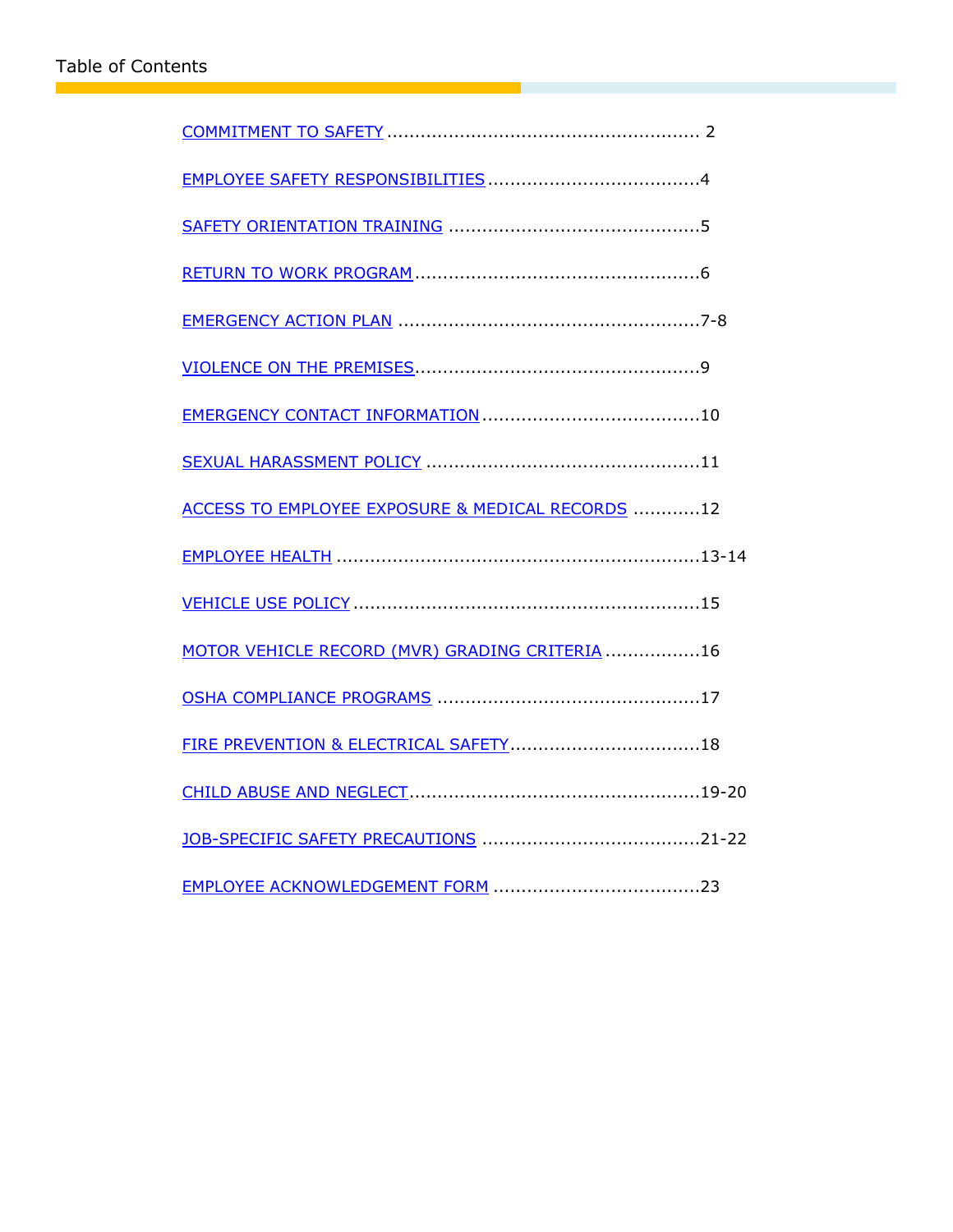# Table of Contents

COMMITMENT TO SAFETY ........................................................ 2

EMPLOYEE SAFETY RESPONSIBILITIES .....................................4

SAFETY ORIENTATION TRAINING .............................................5

RETURN TO WORK PROGRAM...................................................6

EMERGENCY ACTION PLAN ......................................................7-8

VIOLENCE ON THE PREMISES..................................................9

EMERGENCY CONTACT INFORMATION.......................................10

SEXUAL HARASSMENT POLICY .................................................11

ACCESS TO EMPLOYEE EXPOSURE & MEDICAL RECORDS ............12

EMPLOYEE HEALTH .................................................................13-14

VEHICLE USE POLICY ..............................................................15

MOTOR VEHICLE RECORD (MVR) GRADING CRITERIA .................16

OSHA COMPLIANCE PROGRAMS ...............................................17

FIRE PREVENTION & ELECTRICAL SAFETY..................................18

CHILD ABUSE AND NEGLECT....................................................19-20

JOB-SPECIFIC SAFETY PRECAUTIONS .......................................21-22

EMPLOYEE ACKNOWLEDGEMENT FORM .....................................23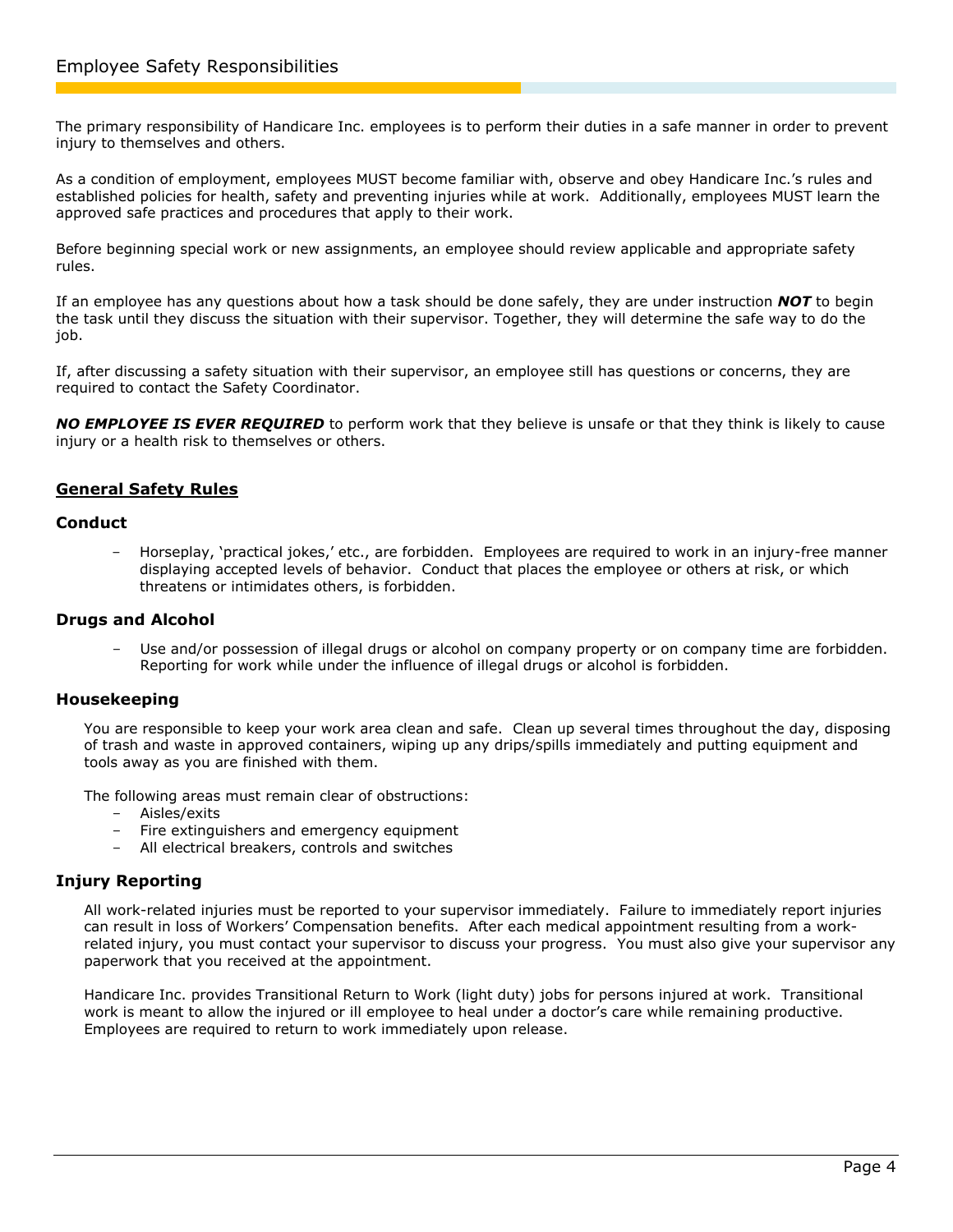# Employee Safety Responsibilities

The primary responsibility of Handicare Inc. employees is to perform their duties in a safe manner in order to prevent injury to themselves and others.

As a condition of employment, employees MUST become familiar with, observe and obey Handicare Inc.'s rules and established policies for health, safety and preventing injuries while at work. Additionally, employees MUST learn the approved safe practices and procedures that apply to their work.

Before beginning special work or new assignments, an employee should review applicable and appropriate safety rules.

If an employee has any questions about how a task should be done safely, they are under instruction ***NOT*** to begin the task until they discuss the situation with their supervisor. Together, they will determine the safe way to do the job.

If, after discussing a safety situation with their supervisor, an employee still has questions or concerns, they are required to contact the Safety Coordinator.

***NO EMPLOYEE IS EVER REQUIRED*** to perform work that they believe is unsafe or that they think is likely to cause injury or a health risk to themselves or others.

## General Safety Rules

### Conduct

- Horseplay, 'practical jokes,' etc., are forbidden. Employees are required to work in an injury-free manner displaying accepted levels of behavior. Conduct that places the employee or others at risk, or which threatens or intimidates others, is forbidden.

### Drugs and Alcohol

- Use and/or possession of illegal drugs or alcohol on company property or on company time are forbidden. Reporting for work while under the influence of illegal drugs or alcohol is forbidden.

### Housekeeping

You are responsible to keep your work area clean and safe. Clean up several times throughout the day, disposing of trash and waste in approved containers, wiping up any drips/spills immediately and putting equipment and tools away as you are finished with them.

The following areas must remain clear of obstructions:

- Aisles/exits
- Fire extinguishers and emergency equipment
- All electrical breakers, controls and switches

### Injury Reporting

All work-related injuries must be reported to your supervisor immediately. Failure to immediately report injuries can result in loss of Workers' Compensation benefits. After each medical appointment resulting from a work-related injury, you must contact your supervisor to discuss your progress. You must also give your supervisor any paperwork that you received at the appointment.

Handicare Inc. provides Transitional Return to Work (light duty) jobs for persons injured at work. Transitional work is meant to allow the injured or ill employee to heal under a doctor's care while remaining productive. Employees are required to return to work immediately upon release.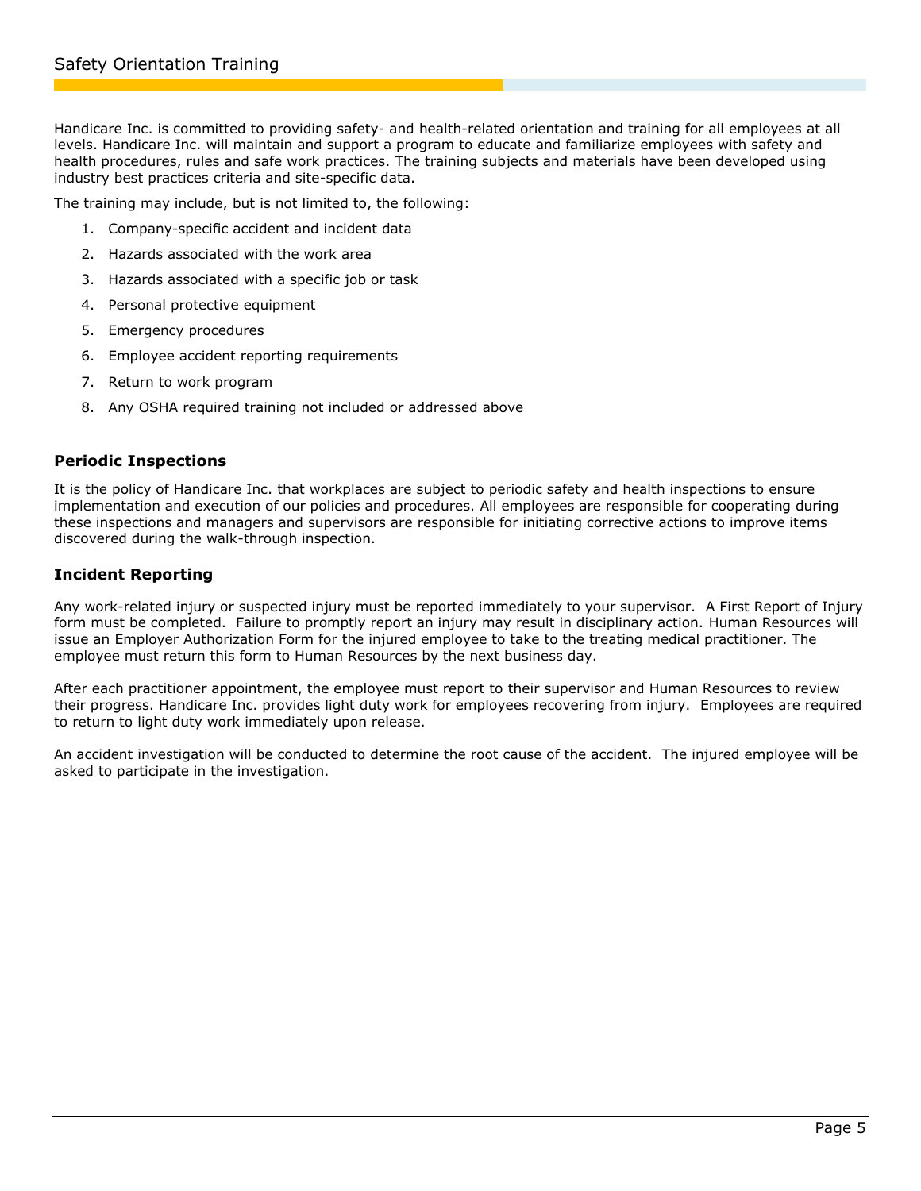# Safety Orientation Training

Handicare Inc. is committed to providing safety- and health-related orientation and training for all employees at all levels. Handicare Inc. will maintain and support a program to educate and familiarize employees with safety and health procedures, rules and safe work practices. The training subjects and materials have been developed using industry best practices criteria and site-specific data.

The training may include, but is not limited to, the following:

1. Company-specific accident and incident data
2. Hazards associated with the work area
3. Hazards associated with a specific job or task
4. Personal protective equipment
5. Emergency procedures
6. Employee accident reporting requirements
7. Return to work program
8. Any OSHA required training not included or addressed above

## Periodic Inspections

It is the policy of Handicare Inc. that workplaces are subject to periodic safety and health inspections to ensure implementation and execution of our policies and procedures. All employees are responsible for cooperating during these inspections and managers and supervisors are responsible for initiating corrective actions to improve items discovered during the walk-through inspection.

## Incident Reporting

Any work-related injury or suspected injury must be reported immediately to your supervisor. A First Report of Injury form must be completed. Failure to promptly report an injury may result in disciplinary action. Human Resources will issue an Employer Authorization Form for the injured employee to take to the treating medical practitioner. The employee must return this form to Human Resources by the next business day.

After each practitioner appointment, the employee must report to their supervisor and Human Resources to review their progress. Handicare Inc. provides light duty work for employees recovering from injury. Employees are required to return to light duty work immediately upon release.

An accident investigation will be conducted to determine the root cause of the accident. The injured employee will be asked to participate in the investigation.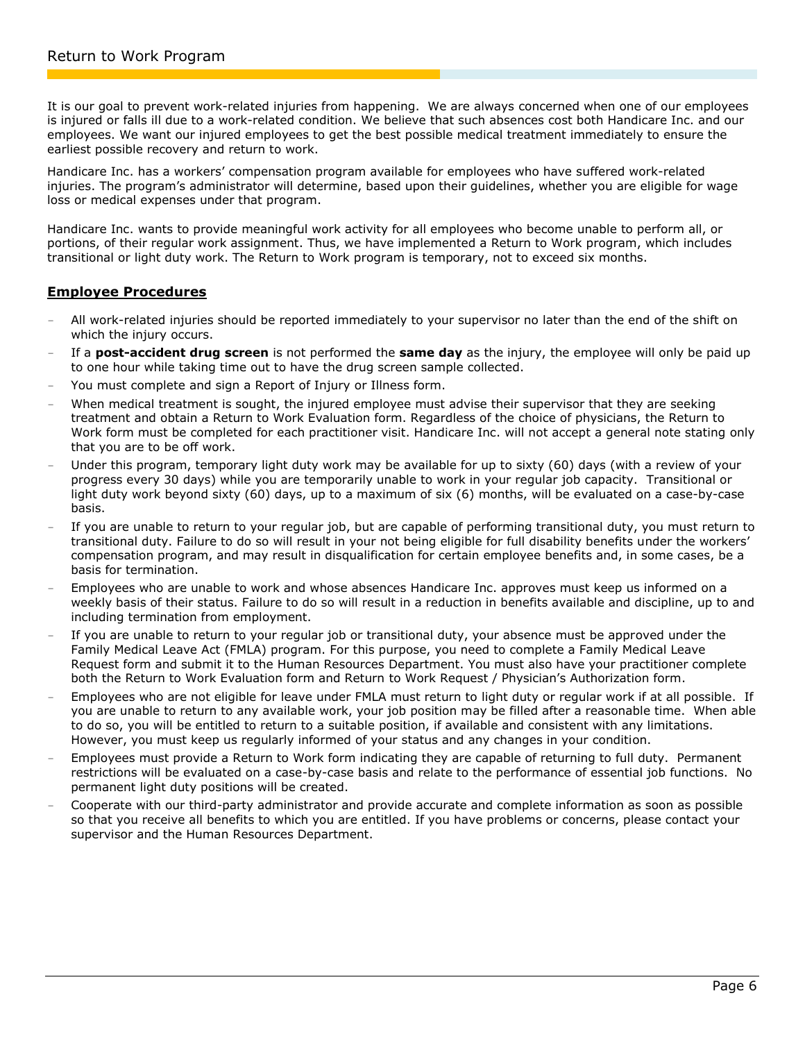# Return to Work Program

It is our goal to prevent work-related injuries from happening. We are always concerned when one of our employees is injured or falls ill due to a work-related condition. We believe that such absences cost both Handicare Inc. and our employees. We want our injured employees to get the best possible medical treatment immediately to ensure the earliest possible recovery and return to work.

Handicare Inc. has a workers' compensation program available for employees who have suffered work-related injuries. The program's administrator will determine, based upon their guidelines, whether you are eligible for wage loss or medical expenses under that program.

Handicare Inc. wants to provide meaningful work activity for all employees who become unable to perform all, or portions, of their regular work assignment. Thus, we have implemented a Return to Work program, which includes transitional or light duty work. The Return to Work program is temporary, not to exceed six months.

## Employee Procedures

- All work-related injuries should be reported immediately to your supervisor no later than the end of the shift on which the injury occurs.
- If a **post-accident drug screen** is not performed the **same day** as the injury, the employee will only be paid up to one hour while taking time out to have the drug screen sample collected.
- You must complete and sign a Report of Injury or Illness form.
- When medical treatment is sought, the injured employee must advise their supervisor that they are seeking treatment and obtain a Return to Work Evaluation form. Regardless of the choice of physicians, the Return to Work form must be completed for each practitioner visit. Handicare Inc. will not accept a general note stating only that you are to be off work.
- Under this program, temporary light duty work may be available for up to sixty (60) days (with a review of your progress every 30 days) while you are temporarily unable to work in your regular job capacity. Transitional or light duty work beyond sixty (60) days, up to a maximum of six (6) months, will be evaluated on a case-by-case basis.
- If you are unable to return to your regular job, but are capable of performing transitional duty, you must return to transitional duty. Failure to do so will result in your not being eligible for full disability benefits under the workers' compensation program, and may result in disqualification for certain employee benefits and, in some cases, be a basis for termination.
- Employees who are unable to work and whose absences Handicare Inc. approves must keep us informed on a weekly basis of their status. Failure to do so will result in a reduction in benefits available and discipline, up to and including termination from employment.
- If you are unable to return to your regular job or transitional duty, your absence must be approved under the Family Medical Leave Act (FMLA) program. For this purpose, you need to complete a Family Medical Leave Request form and submit it to the Human Resources Department. You must also have your practitioner complete both the Return to Work Evaluation form and Return to Work Request / Physician's Authorization form.
- Employees who are not eligible for leave under FMLA must return to light duty or regular work if at all possible. If you are unable to return to any available work, your job position may be filled after a reasonable time. When able to do so, you will be entitled to return to a suitable position, if available and consistent with any limitations. However, you must keep us regularly informed of your status and any changes in your condition.
- Employees must provide a Return to Work form indicating they are capable of returning to full duty. Permanent restrictions will be evaluated on a case-by-case basis and relate to the performance of essential job functions. No permanent light duty positions will be created.
- Cooperate with our third-party administrator and provide accurate and complete information as soon as possible so that you receive all benefits to which you are entitled. If you have problems or concerns, please contact your supervisor and the Human Resources Department.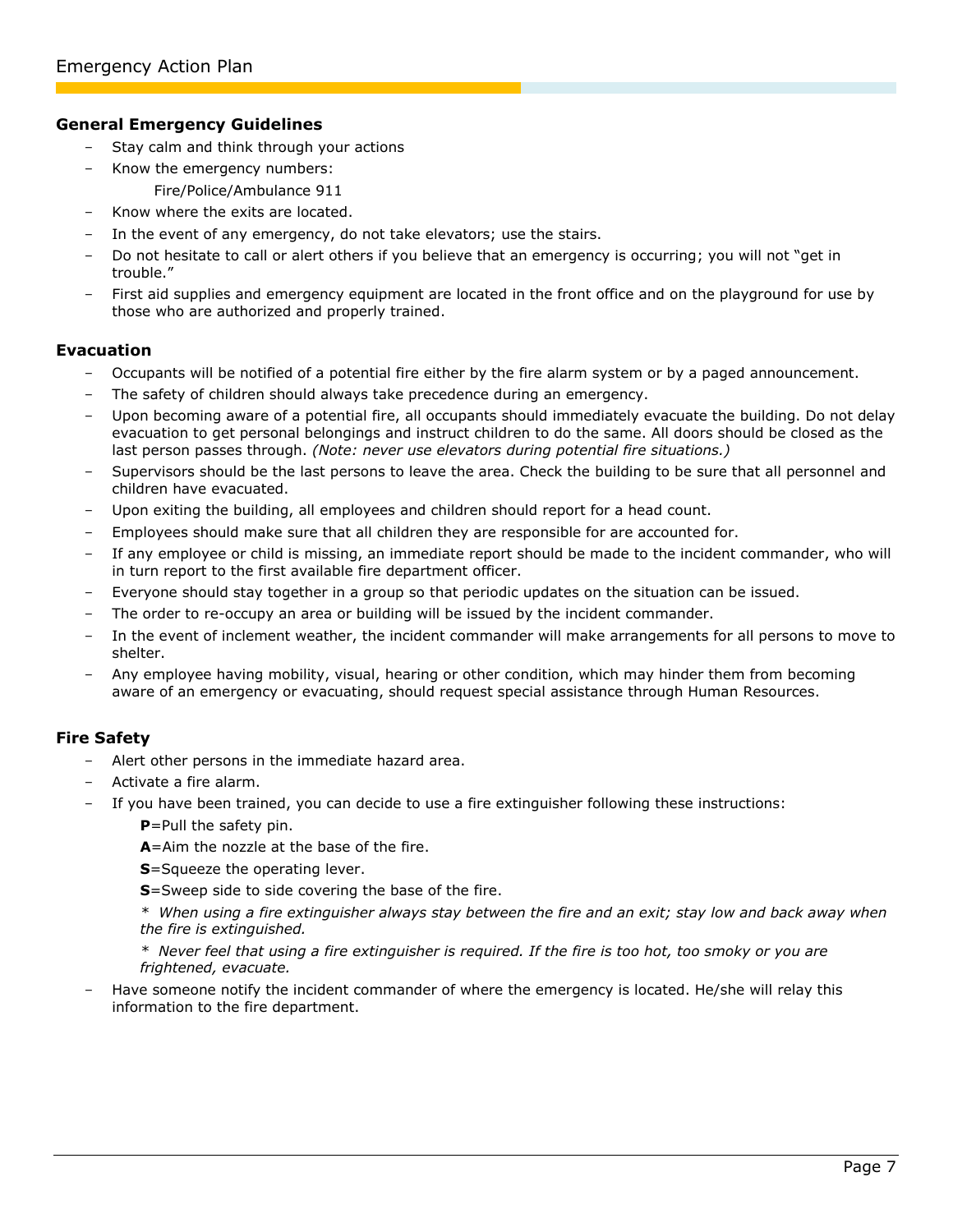## General Emergency Guidelines

- Stay calm and think through your actions
- Know the emergency numbers:
  - Fire/Police/Ambulance 911
- Know where the exits are located.
- In the event of any emergency, do not take elevators; use the stairs.
- Do not hesitate to call or alert others if you believe that an emergency is occurring; you will not "get in trouble."
- First aid supplies and emergency equipment are located in the front office and on the playground for use by those who are authorized and properly trained.

## Evacuation

- Occupants will be notified of a potential fire either by the fire alarm system or by a paged announcement.
- The safety of children should always take precedence during an emergency.
- Upon becoming aware of a potential fire, all occupants should immediately evacuate the building. Do not delay evacuation to get personal belongings and instruct children to do the same. All doors should be closed as the last person passes through. *(Note: never use elevators during potential fire situations.)*
- Supervisors should be the last persons to leave the area. Check the building to be sure that all personnel and children have evacuated.
- Upon exiting the building, all employees and children should report for a head count.
- Employees should make sure that all children they are responsible for are accounted for.
- If any employee or child is missing, an immediate report should be made to the incident commander, who will in turn report to the first available fire department officer.
- Everyone should stay together in a group so that periodic updates on the situation can be issued.
- The order to re-occupy an area or building will be issued by the incident commander.
- In the event of inclement weather, the incident commander will make arrangements for all persons to move to shelter.
- Any employee having mobility, visual, hearing or other condition, which may hinder them from becoming aware of an emergency or evacuating, should request special assistance through Human Resources.

## Fire Safety

- Alert other persons in the immediate hazard area.
- Activate a fire alarm.
- If you have been trained, you can decide to use a fire extinguisher following these instructions:

  **P**=Pull the safety pin.

  **A**=Aim the nozzle at the base of the fire.

  **S**=Squeeze the operating lever.

  **S**=Sweep side to side covering the base of the fire.

  *\* When using a fire extinguisher always stay between the fire and an exit; stay low and back away when the fire is extinguished.*

  *\* Never feel that using a fire extinguisher is required. If the fire is too hot, too smoky or you are frightened, evacuate.*
- Have someone notify the incident commander of where the emergency is located. He/she will relay this information to the fire department.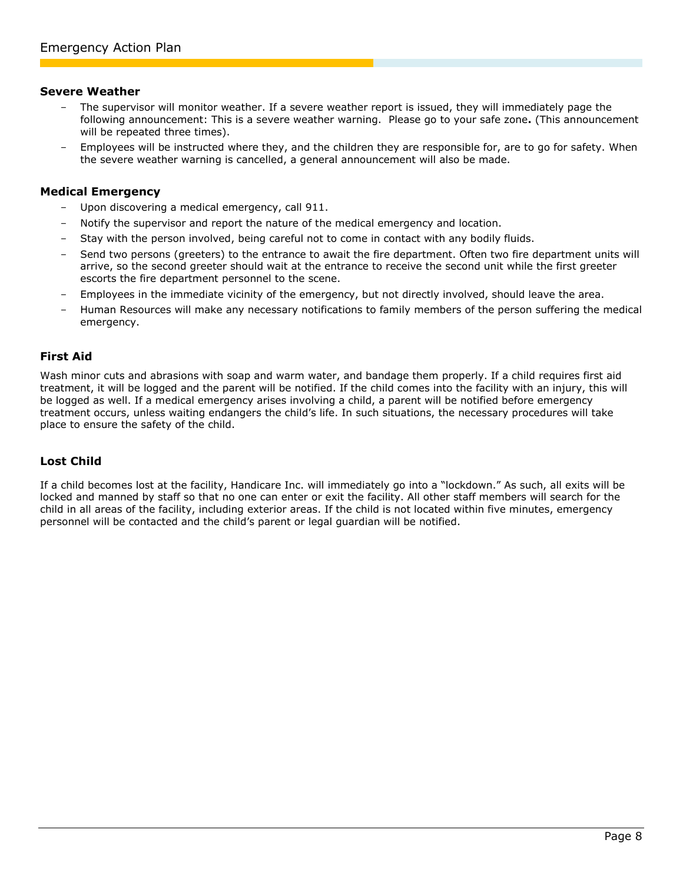### Severe Weather

- The supervisor will monitor weather. If a severe weather report is issued, they will immediately page the following announcement: This is a severe weather warning.  Please go to your safe zone**.** (This announcement will be repeated three times).
- Employees will be instructed where they, and the children they are responsible for, are to go for safety. When the severe weather warning is cancelled, a general announcement will also be made.

### Medical Emergency

- Upon discovering a medical emergency, call 911.
- Notify the supervisor and report the nature of the medical emergency and location.
- Stay with the person involved, being careful not to come in contact with any bodily fluids.
- Send two persons (greeters) to the entrance to await the fire department. Often two fire department units will arrive, so the second greeter should wait at the entrance to receive the second unit while the first greeter escorts the fire department personnel to the scene.
- Employees in the immediate vicinity of the emergency, but not directly involved, should leave the area.
- Human Resources will make any necessary notifications to family members of the person suffering the medical emergency.

### First Aid

Wash minor cuts and abrasions with soap and warm water, and bandage them properly. If a child requires first aid treatment, it will be logged and the parent will be notified. If the child comes into the facility with an injury, this will be logged as well. If a medical emergency arises involving a child, a parent will be notified before emergency treatment occurs, unless waiting endangers the child's life. In such situations, the necessary procedures will take place to ensure the safety of the child.

### Lost Child

If a child becomes lost at the facility, Handicare Inc. will immediately go into a "lockdown." As such, all exits will be locked and manned by staff so that no one can enter or exit the facility. All other staff members will search for the child in all areas of the facility, including exterior areas. If the child is not located within five minutes, emergency personnel will be contacted and the child's parent or legal guardian will be notified.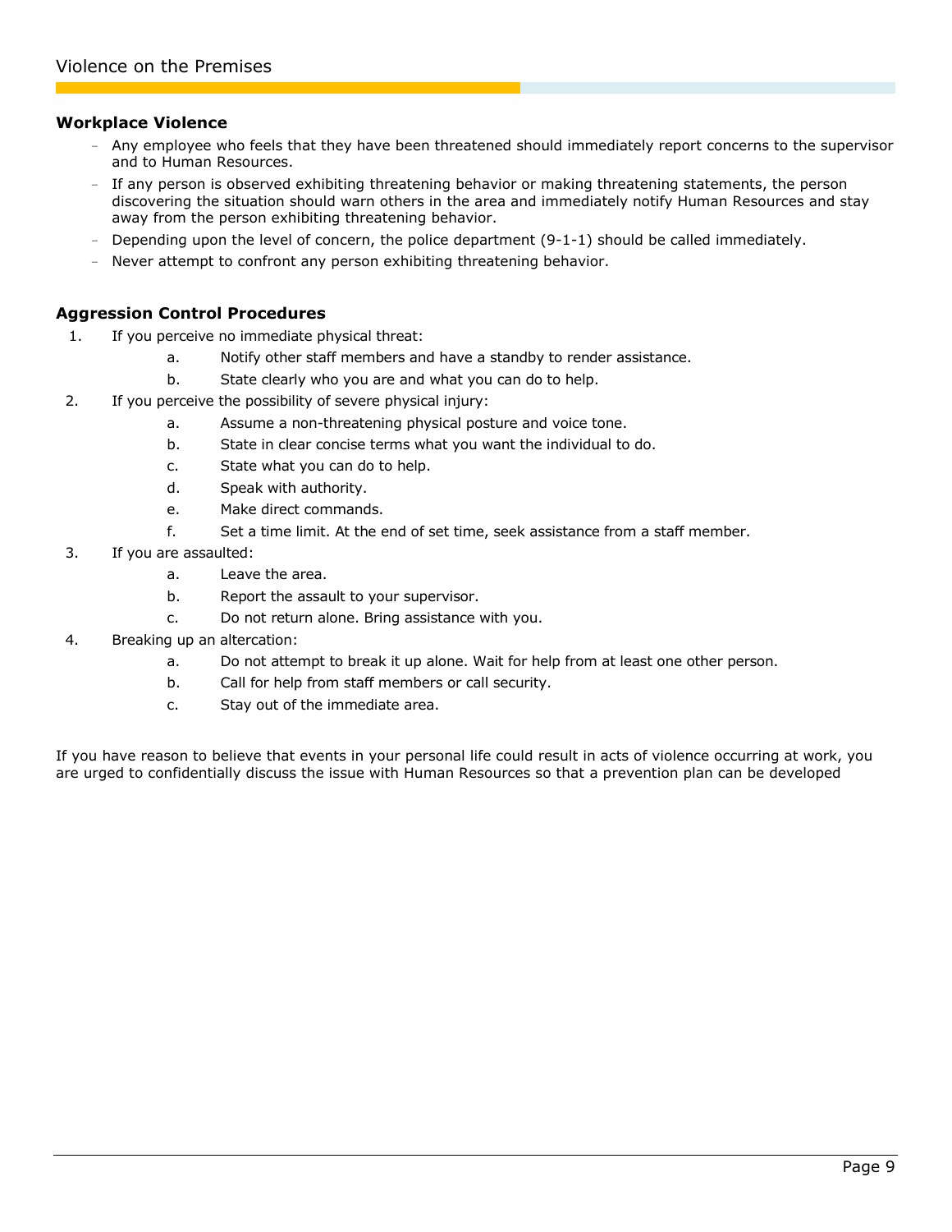# Violence on the Premises

## Workplace Violence

- Any employee who feels that they have been threatened should immediately report concerns to the supervisor and to Human Resources.
- If any person is observed exhibiting threatening behavior or making threatening statements, the person discovering the situation should warn others in the area and immediately notify Human Resources and stay away from the person exhibiting threatening behavior.
- Depending upon the level of concern, the police department (9-1-1) should be called immediately.
- Never attempt to confront any person exhibiting threatening behavior.

## Aggression Control Procedures

1. If you perceive no immediate physical threat:
   a. Notify other staff members and have a standby to render assistance.
   b. State clearly who you are and what you can do to help.
2. If you perceive the possibility of severe physical injury:
   a. Assume a non-threatening physical posture and voice tone.
   b. State in clear concise terms what you want the individual to do.
   c. State what you can do to help.
   d. Speak with authority.
   e. Make direct commands.
   f. Set a time limit. At the end of set time, seek assistance from a staff member.
3. If you are assaulted:
   a. Leave the area.
   b. Report the assault to your supervisor.
   c. Do not return alone. Bring assistance with you.
4. Breaking up an altercation:
   a. Do not attempt to break it up alone. Wait for help from at least one other person.
   b. Call for help from staff members or call security.
   c. Stay out of the immediate area.

If you have reason to believe that events in your personal life could result in acts of violence occurring at work, you are urged to confidentially discuss the issue with Human Resources so that a prevention plan can be developed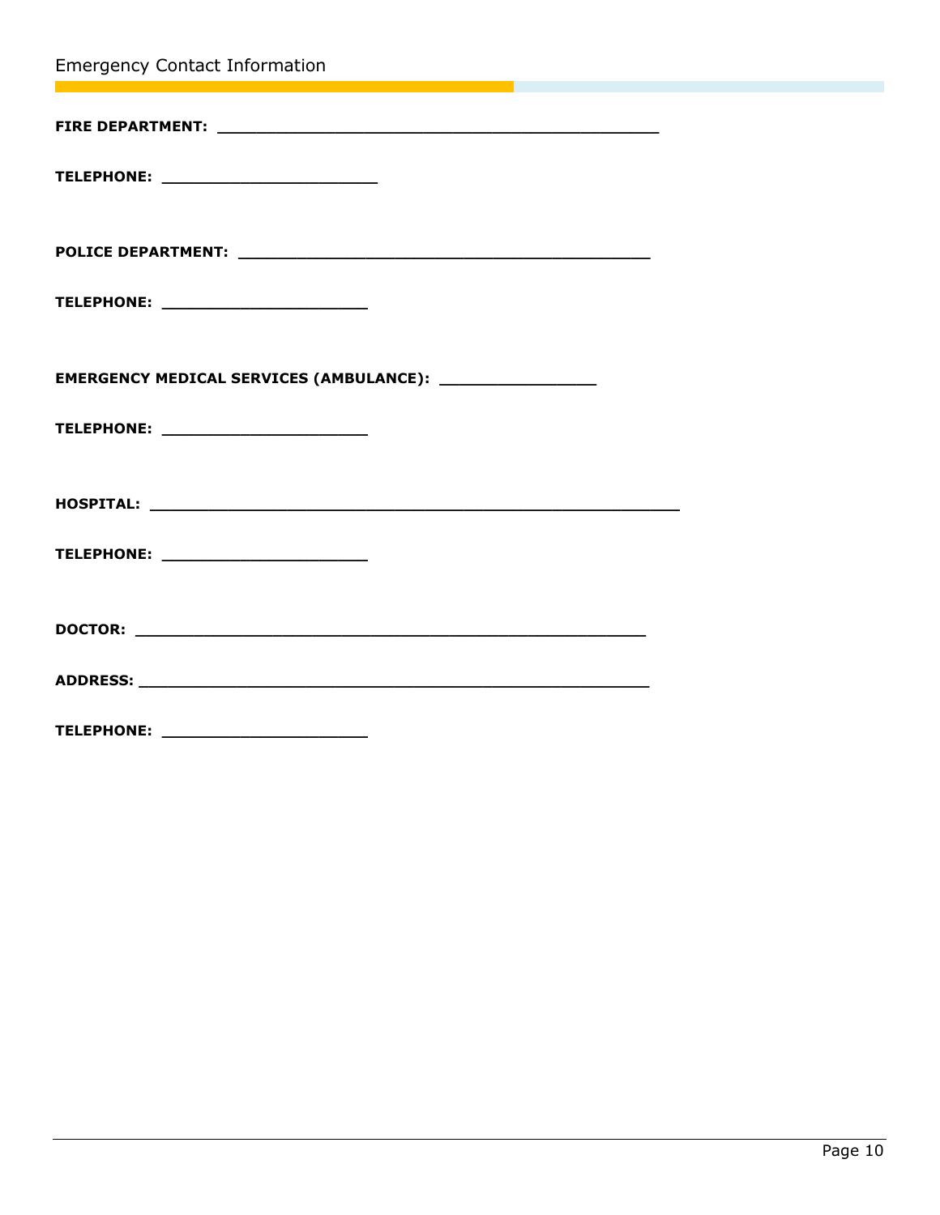## Emergency Contact Information

**FIRE DEPARTMENT:** ______________________________________________

**TELEPHONE:** ______________________

**POLICE DEPARTMENT:** __________________________________________

**TELEPHONE:** _____________________

**EMERGENCY MEDICAL SERVICES (AMBULANCE):** ________________

**TELEPHONE:** _____________________

**HOSPITAL:** ________________________________________________________

**TELEPHONE:** _____________________

**DOCTOR:** _____________________________________________________

**ADDRESS:** ______________________________________________________

**TELEPHONE:** _____________________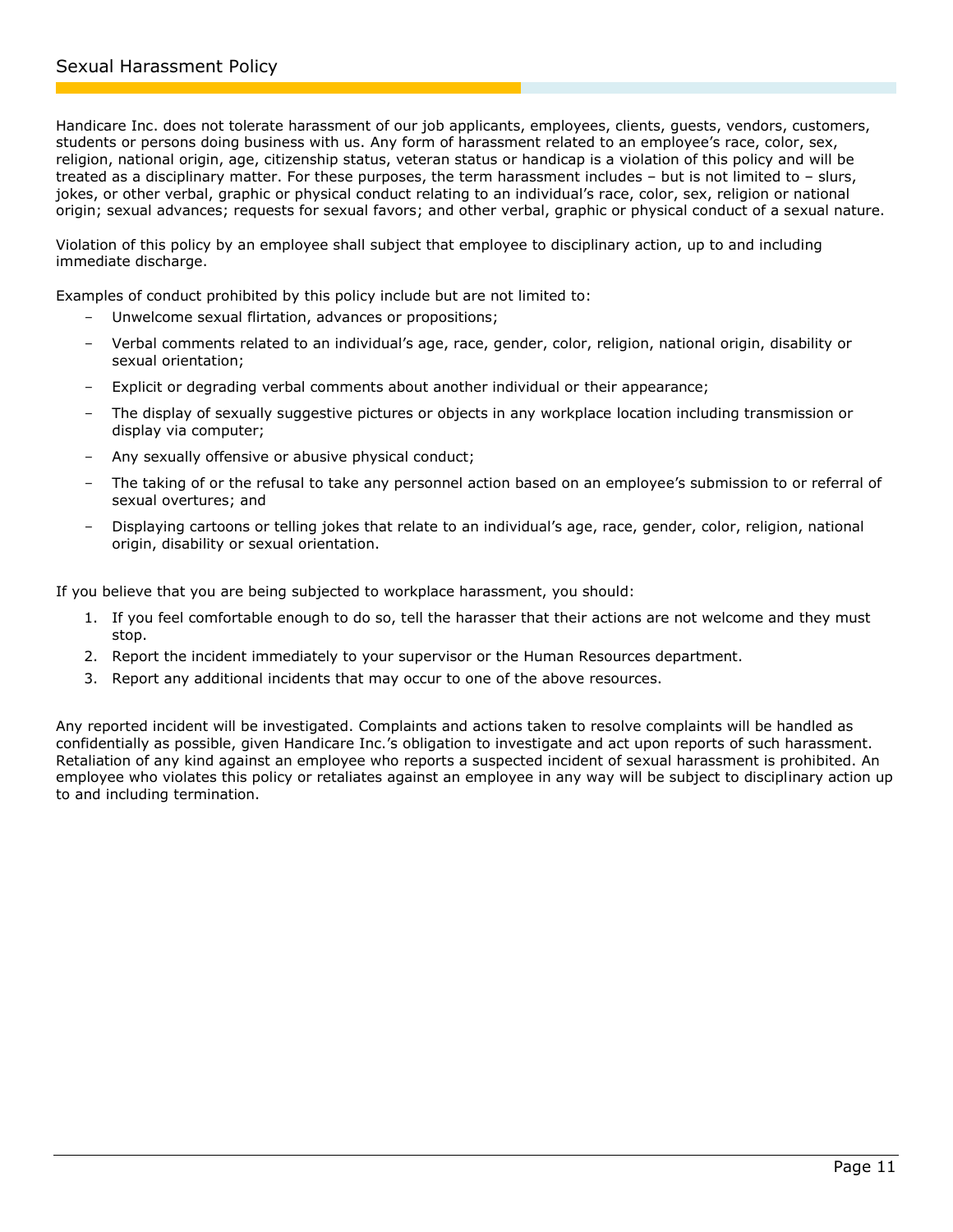## Sexual Harassment Policy

Handicare Inc. does not tolerate harassment of our job applicants, employees, clients, guests, vendors, customers, students or persons doing business with us. Any form of harassment related to an employee's race, color, sex, religion, national origin, age, citizenship status, veteran status or handicap is a violation of this policy and will be treated as a disciplinary matter. For these purposes, the term harassment includes – but is not limited to – slurs, jokes, or other verbal, graphic or physical conduct relating to an individual's race, color, sex, religion or national origin; sexual advances; requests for sexual favors; and other verbal, graphic or physical conduct of a sexual nature.

Violation of this policy by an employee shall subject that employee to disciplinary action, up to and including immediate discharge.

Examples of conduct prohibited by this policy include but are not limited to:

- Unwelcome sexual flirtation, advances or propositions;
- Verbal comments related to an individual's age, race, gender, color, religion, national origin, disability or sexual orientation;
- Explicit or degrading verbal comments about another individual or their appearance;
- The display of sexually suggestive pictures or objects in any workplace location including transmission or display via computer;
- Any sexually offensive or abusive physical conduct;
- The taking of or the refusal to take any personnel action based on an employee's submission to or referral of sexual overtures; and
- Displaying cartoons or telling jokes that relate to an individual's age, race, gender, color, religion, national origin, disability or sexual orientation.

If you believe that you are being subjected to workplace harassment, you should:

1. If you feel comfortable enough to do so, tell the harasser that their actions are not welcome and they must stop.
2. Report the incident immediately to your supervisor or the Human Resources department.
3. Report any additional incidents that may occur to one of the above resources.

Any reported incident will be investigated. Complaints and actions taken to resolve complaints will be handled as confidentially as possible, given Handicare Inc.'s obligation to investigate and act upon reports of such harassment. Retaliation of any kind against an employee who reports a suspected incident of sexual harassment is prohibited. An employee who violates this policy or retaliates against an employee in any way will be subject to disciplinary action up to and including termination.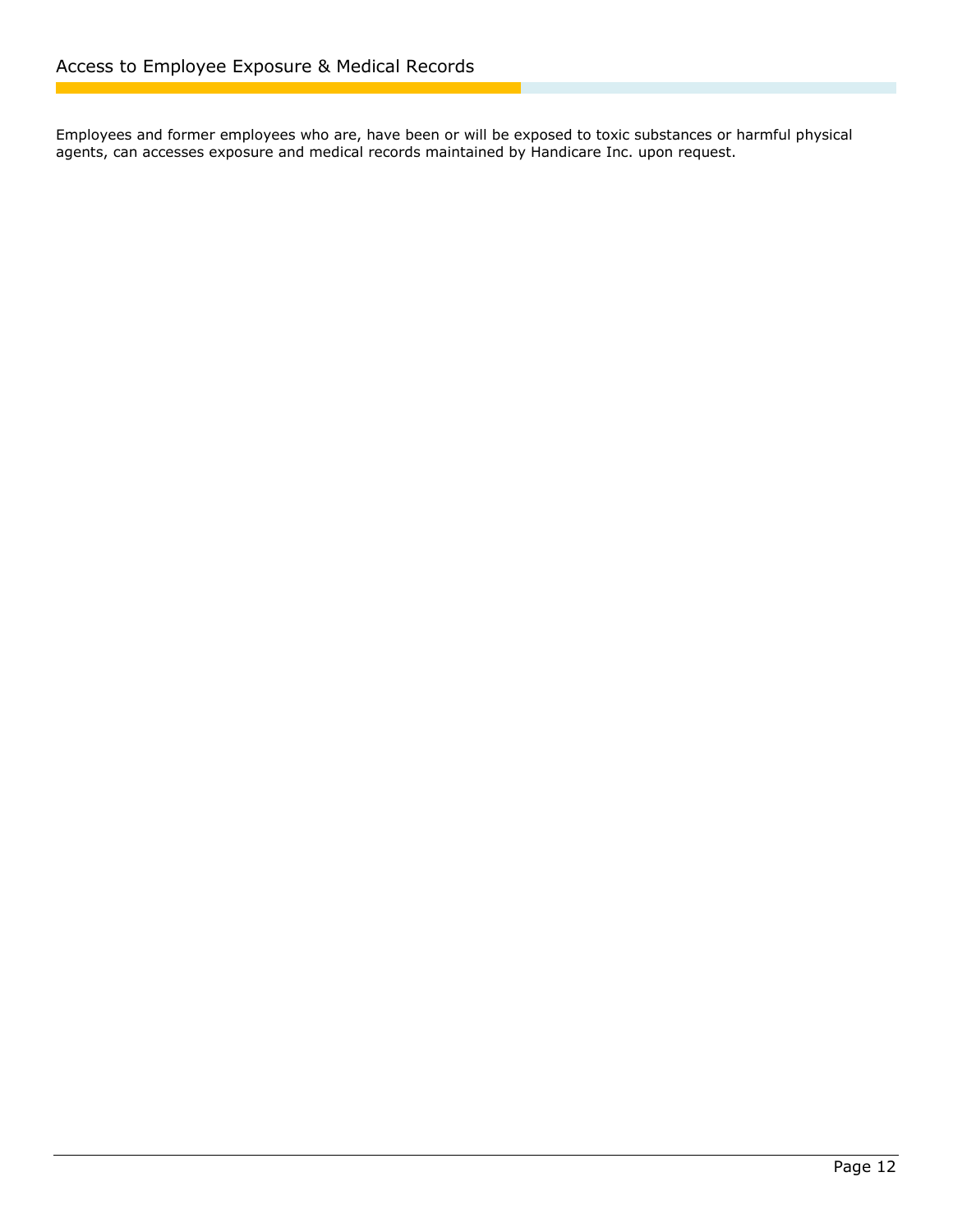## Access to Employee Exposure & Medical Records

Employees and former employees who are, have been or will be exposed to toxic substances or harmful physical agents, can accesses exposure and medical records maintained by Handicare Inc. upon request.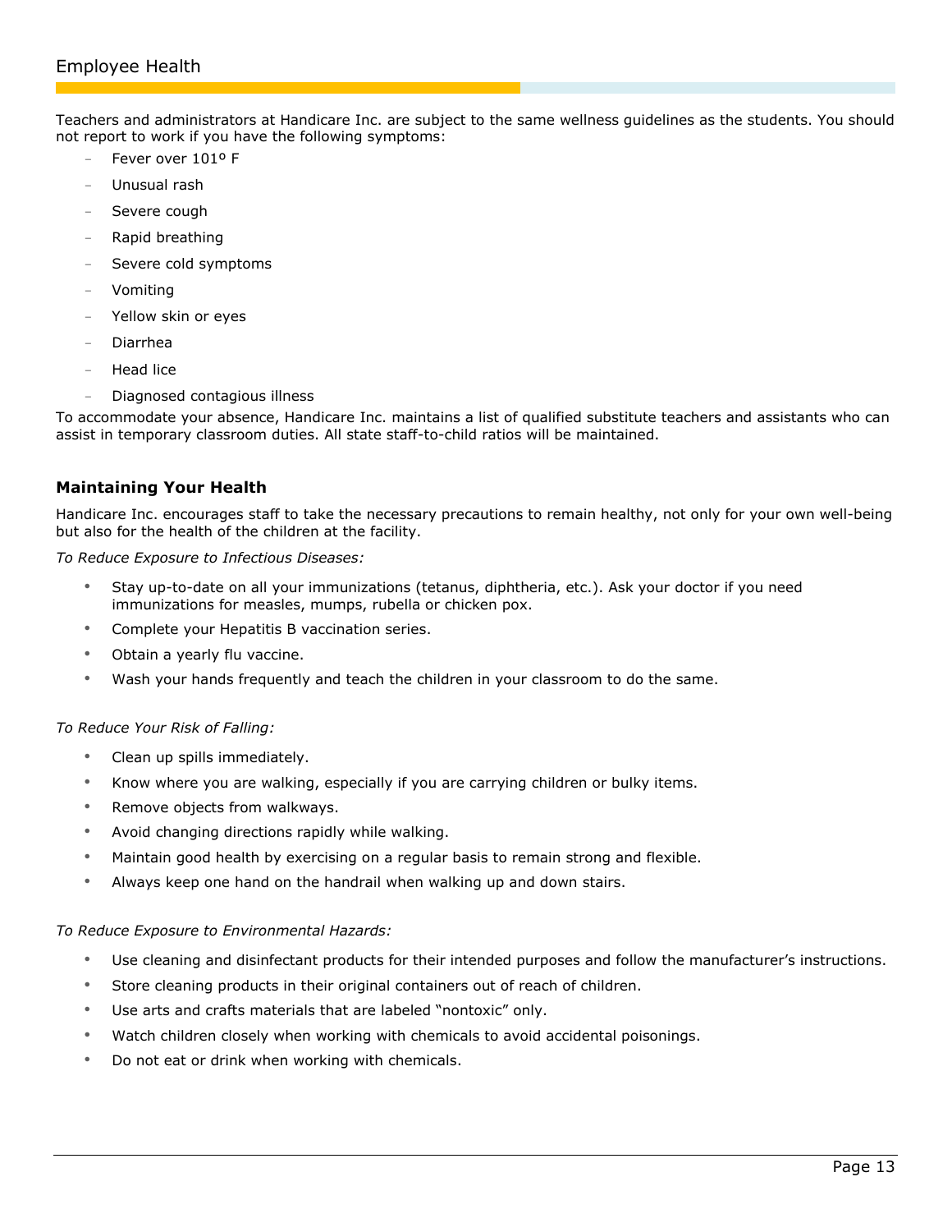## Employee Health

Teachers and administrators at Handicare Inc. are subject to the same wellness guidelines as the students. You should not report to work if you have the following symptoms:

- Fever over 101º F
- Unusual rash
- Severe cough
- Rapid breathing
- Severe cold symptoms
- Vomiting
- Yellow skin or eyes
- Diarrhea
- Head lice
- Diagnosed contagious illness

To accommodate your absence, Handicare Inc. maintains a list of qualified substitute teachers and assistants who can assist in temporary classroom duties. All state staff-to-child ratios will be maintained.

### Maintaining Your Health

Handicare Inc. encourages staff to take the necessary precautions to remain healthy, not only for your own well-being but also for the health of the children at the facility.

*To Reduce Exposure to Infectious Diseases:*

- Stay up-to-date on all your immunizations (tetanus, diphtheria, etc.). Ask your doctor if you need immunizations for measles, mumps, rubella or chicken pox.
- Complete your Hepatitis B vaccination series.
- Obtain a yearly flu vaccine.
- Wash your hands frequently and teach the children in your classroom to do the same.

*To Reduce Your Risk of Falling:*

- Clean up spills immediately.
- Know where you are walking, especially if you are carrying children or bulky items.
- Remove objects from walkways.
- Avoid changing directions rapidly while walking.
- Maintain good health by exercising on a regular basis to remain strong and flexible.
- Always keep one hand on the handrail when walking up and down stairs.

*To Reduce Exposure to Environmental Hazards:*

- Use cleaning and disinfectant products for their intended purposes and follow the manufacturer's instructions.
- Store cleaning products in their original containers out of reach of children.
- Use arts and crafts materials that are labeled "nontoxic" only.
- Watch children closely when working with chemicals to avoid accidental poisonings.
- Do not eat or drink when working with chemicals.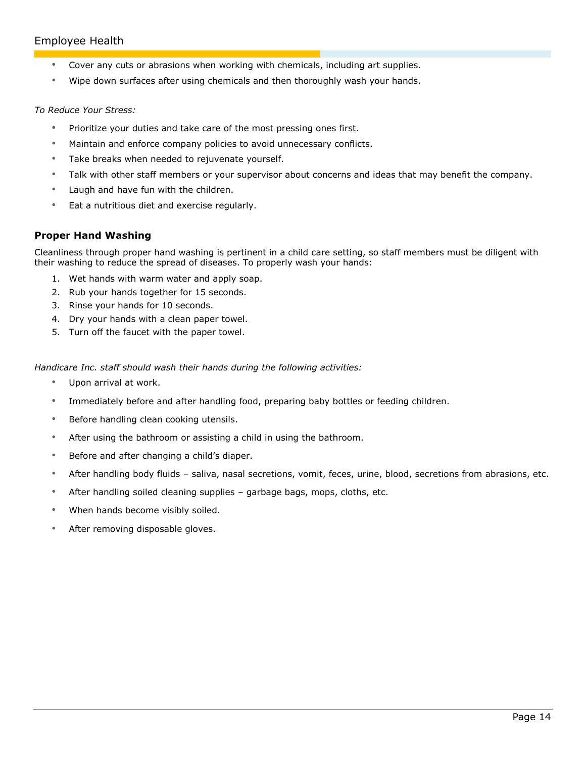- Cover any cuts or abrasions when working with chemicals, including art supplies.
- Wipe down surfaces after using chemicals and then thoroughly wash your hands.

*To Reduce Your Stress:*

- Prioritize your duties and take care of the most pressing ones first.
- Maintain and enforce company policies to avoid unnecessary conflicts.
- Take breaks when needed to rejuvenate yourself.
- Talk with other staff members or your supervisor about concerns and ideas that may benefit the company.
- Laugh and have fun with the children.
- Eat a nutritious diet and exercise regularly.

### Proper Hand Washing

Cleanliness through proper hand washing is pertinent in a child care setting, so staff members must be diligent with their washing to reduce the spread of diseases. To properly wash your hands:

1. Wet hands with warm water and apply soap.
2. Rub your hands together for 15 seconds.
3. Rinse your hands for 10 seconds.
4. Dry your hands with a clean paper towel.
5. Turn off the faucet with the paper towel.

*Handicare Inc. staff should wash their hands during the following activities:*

- Upon arrival at work.
- Immediately before and after handling food, preparing baby bottles or feeding children.
- Before handling clean cooking utensils.
- After using the bathroom or assisting a child in using the bathroom.
- Before and after changing a child's diaper.
- After handling body fluids – saliva, nasal secretions, vomit, feces, urine, blood, secretions from abrasions, etc.
- After handling soiled cleaning supplies – garbage bags, mops, cloths, etc.
- When hands become visibly soiled.
- After removing disposable gloves.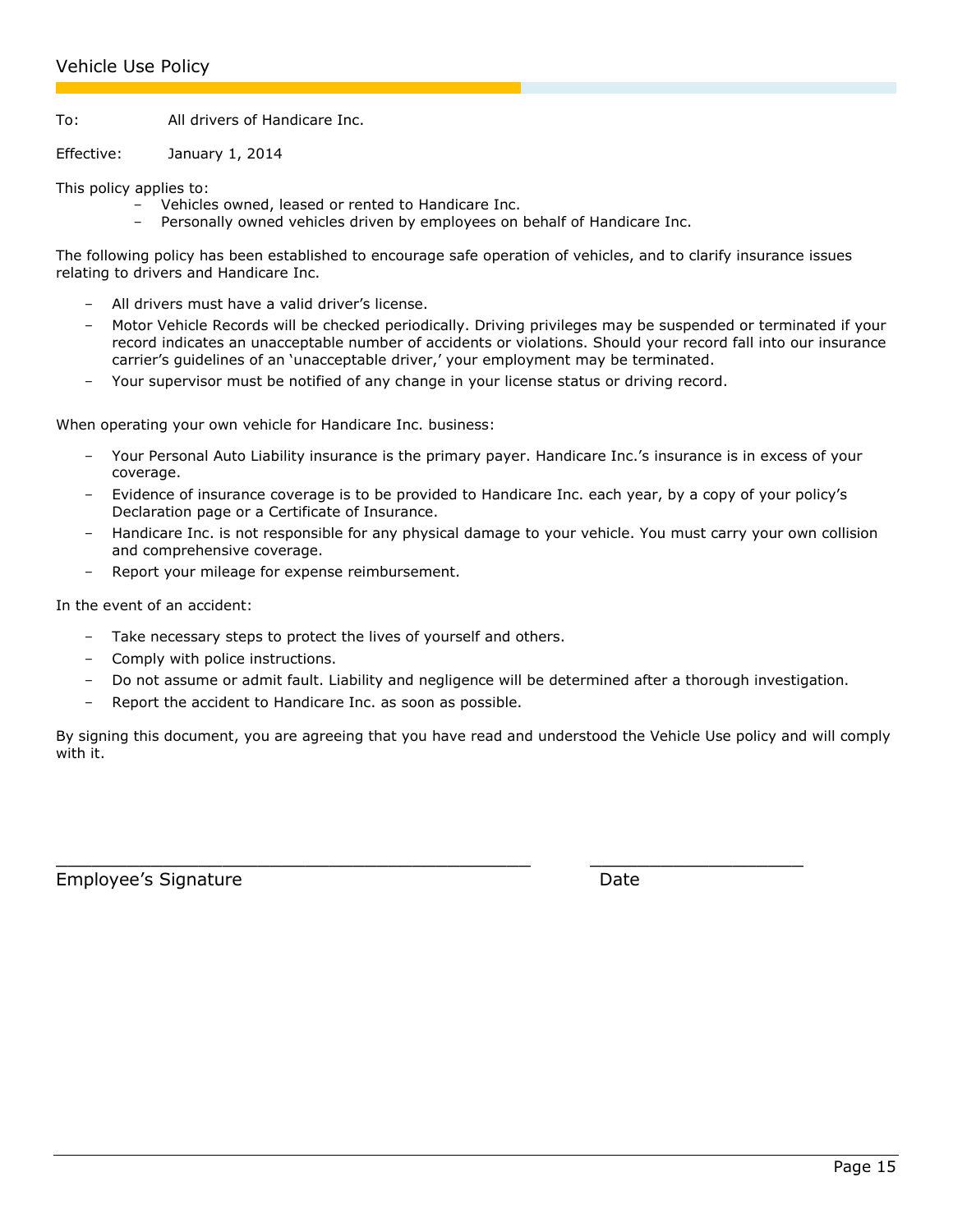## Vehicle Use Policy

To: All drivers of Handicare Inc.

Effective: January 1, 2014

This policy applies to:

- Vehicles owned, leased or rented to Handicare Inc.
- Personally owned vehicles driven by employees on behalf of Handicare Inc.

The following policy has been established to encourage safe operation of vehicles, and to clarify insurance issues relating to drivers and Handicare Inc.

- All drivers must have a valid driver's license.
- Motor Vehicle Records will be checked periodically. Driving privileges may be suspended or terminated if your record indicates an unacceptable number of accidents or violations. Should your record fall into our insurance carrier's guidelines of an 'unacceptable driver,' your employment may be terminated.
- Your supervisor must be notified of any change in your license status or driving record.

When operating your own vehicle for Handicare Inc. business:

- Your Personal Auto Liability insurance is the primary payer. Handicare Inc.'s insurance is in excess of your coverage.
- Evidence of insurance coverage is to be provided to Handicare Inc. each year, by a copy of your policy's Declaration page or a Certificate of Insurance.
- Handicare Inc. is not responsible for any physical damage to your vehicle. You must carry your own collision and comprehensive coverage.
- Report your mileage for expense reimbursement.

In the event of an accident:

- Take necessary steps to protect the lives of yourself and others.
- Comply with police instructions.
- Do not assume or admit fault. Liability and negligence will be determined after a thorough investigation.
- Report the accident to Handicare Inc. as soon as possible.

By signing this document, you are agreeing that you have read and understood the Vehicle Use policy and will comply with it.

_______________________________________________ _____________________

Employee's Signature Date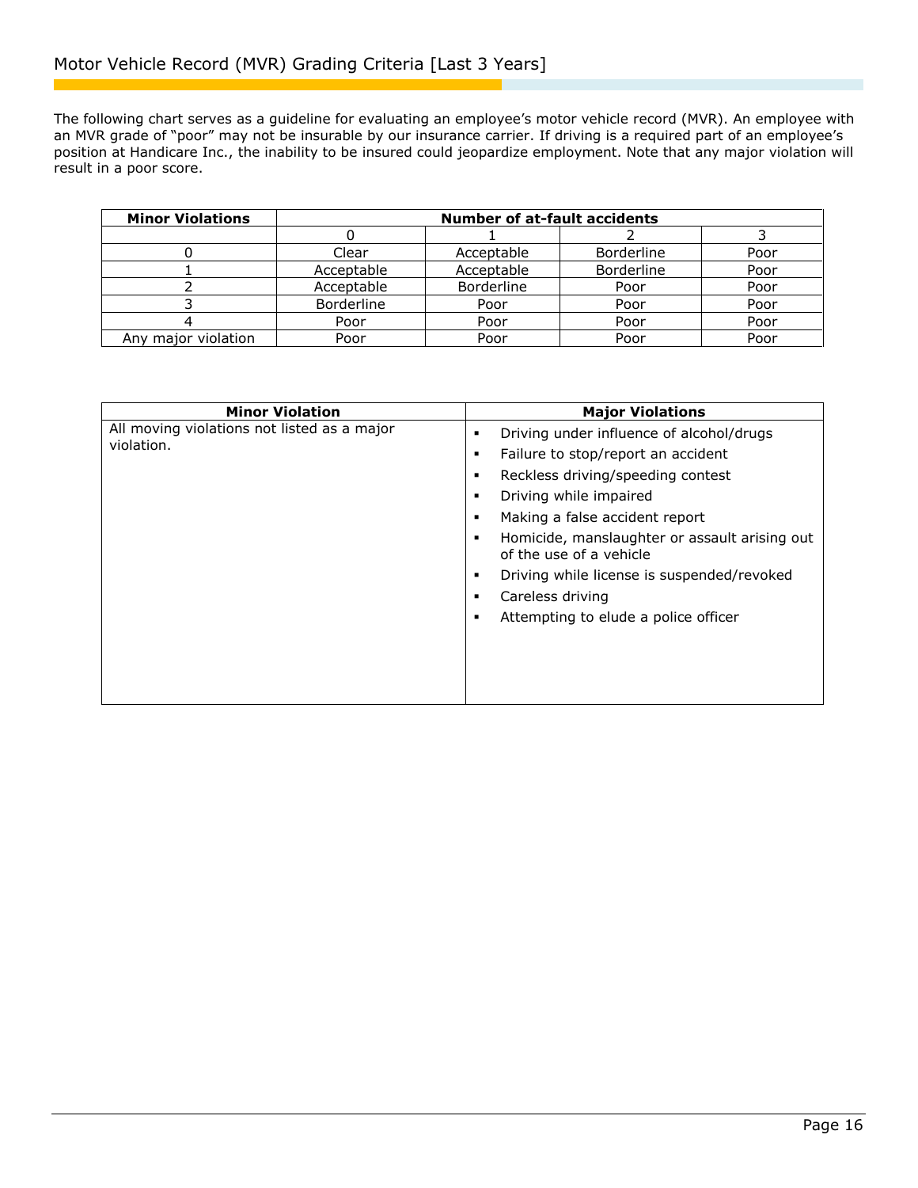## Motor Vehicle Record (MVR) Grading Criteria [Last 3 Years]

The following chart serves as a guideline for evaluating an employee's motor vehicle record (MVR). An employee with an MVR grade of "poor" may not be insurable by our insurance carrier. If driving is a required part of an employee's position at Handicare Inc., the inability to be insured could jeopardize employment. Note that any major violation will result in a poor score.

| **Minor Violations** | **Number of at-fault accidents** | | | |
|---|---|---|---|---|
| | 0 | 1 | 2 | 3 |
| 0 | Clear | Acceptable | Borderline | Poor |
| 1 | Acceptable | Acceptable | Borderline | Poor |
| 2 | Acceptable | Borderline | Poor | Poor |
| 3 | Borderline | Poor | Poor | Poor |
| 4 | Poor | Poor | Poor | Poor |
| Any major violation | Poor | Poor | Poor | Poor |

| **Minor Violation** | **Major Violations** |
|---|---|
| All moving violations not listed as a major violation. | ▪ Driving under influence of alcohol/drugs<br>▪ Failure to stop/report an accident<br>▪ Reckless driving/speeding contest<br>▪ Driving while impaired<br>▪ Making a false accident report<br>▪ Homicide, manslaughter or assault arising out of the use of a vehicle<br>▪ Driving while license is suspended/revoked<br>▪ Careless driving<br>▪ Attempting to elude a police officer |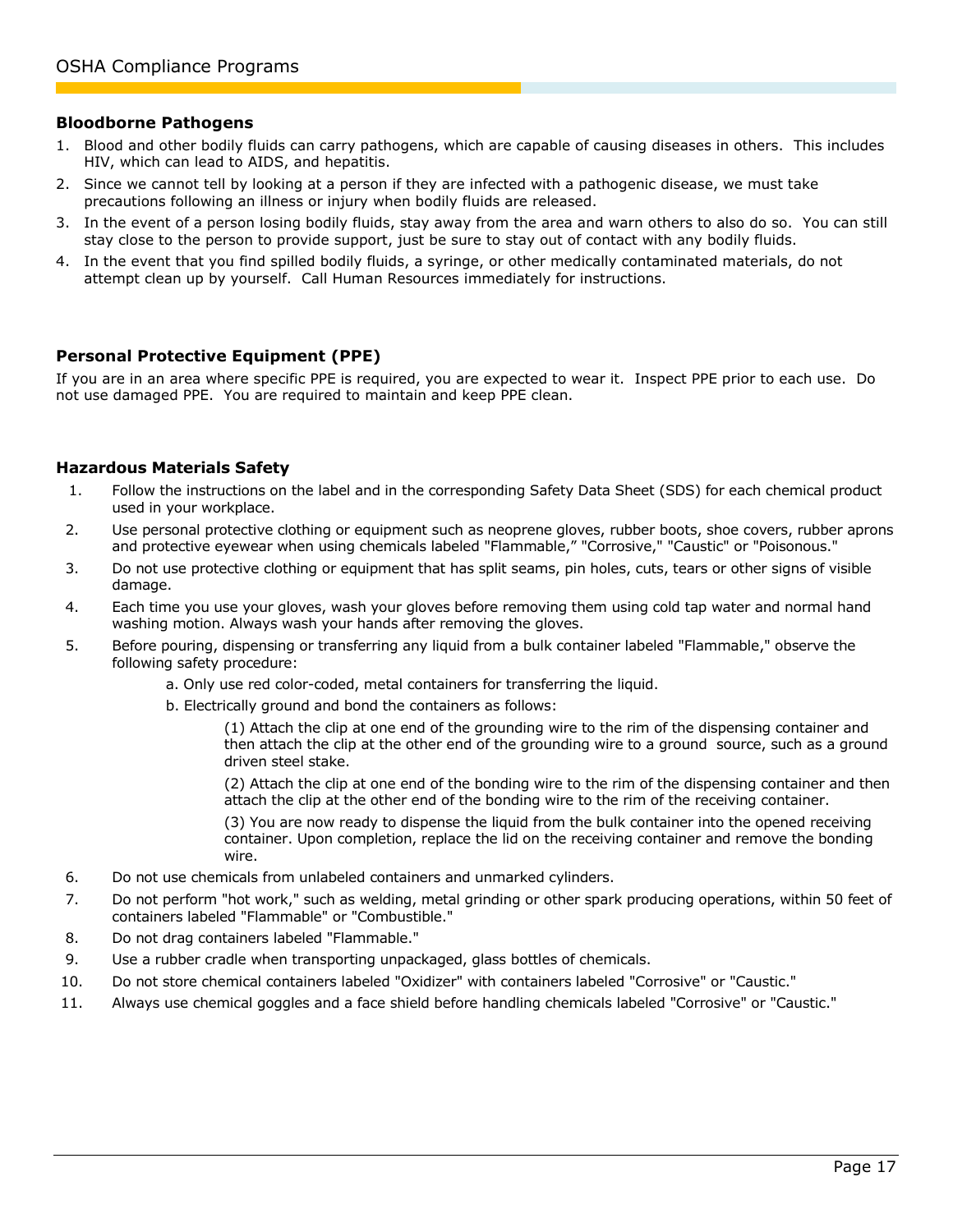### Bloodborne Pathogens

1. Blood and other bodily fluids can carry pathogens, which are capable of causing diseases in others. This includes HIV, which can lead to AIDS, and hepatitis.
2. Since we cannot tell by looking at a person if they are infected with a pathogenic disease, we must take precautions following an illness or injury when bodily fluids are released.
3. In the event of a person losing bodily fluids, stay away from the area and warn others to also do so. You can still stay close to the person to provide support, just be sure to stay out of contact with any bodily fluids.
4. In the event that you find spilled bodily fluids, a syringe, or other medically contaminated materials, do not attempt clean up by yourself. Call Human Resources immediately for instructions.

### Personal Protective Equipment (PPE)

If you are in an area where specific PPE is required, you are expected to wear it. Inspect PPE prior to each use. Do not use damaged PPE. You are required to maintain and keep PPE clean.

### Hazardous Materials Safety

1. Follow the instructions on the label and in the corresponding Safety Data Sheet (SDS) for each chemical product used in your workplace.
2. Use personal protective clothing or equipment such as neoprene gloves, rubber boots, shoe covers, rubber aprons and protective eyewear when using chemicals labeled "Flammable," "Corrosive," "Caustic" or "Poisonous."
3. Do not use protective clothing or equipment that has split seams, pin holes, cuts, tears or other signs of visible damage.
4. Each time you use your gloves, wash your gloves before removing them using cold tap water and normal hand washing motion. Always wash your hands after removing the gloves.
5. Before pouring, dispensing or transferring any liquid from a bulk container labeled "Flammable," observe the following safety procedure:
   a. Only use red color-coded, metal containers for transferring the liquid.
   b. Electrically ground and bond the containers as follows:
      (1) Attach the clip at one end of the grounding wire to the rim of the dispensing container and then attach the clip at the other end of the grounding wire to a ground source, such as a ground driven steel stake.
      (2) Attach the clip at one end of the bonding wire to the rim of the dispensing container and then attach the clip at the other end of the bonding wire to the rim of the receiving container.
      (3) You are now ready to dispense the liquid from the bulk container into the opened receiving container. Upon completion, replace the lid on the receiving container and remove the bonding wire.
6. Do not use chemicals from unlabeled containers and unmarked cylinders.
7. Do not perform "hot work," such as welding, metal grinding or other spark producing operations, within 50 feet of containers labeled "Flammable" or "Combustible."
8. Do not drag containers labeled "Flammable."
9. Use a rubber cradle when transporting unpackaged, glass bottles of chemicals.
10. Do not store chemical containers labeled "Oxidizer" with containers labeled "Corrosive" or "Caustic."
11. Always use chemical goggles and a face shield before handling chemicals labeled "Corrosive" or "Caustic."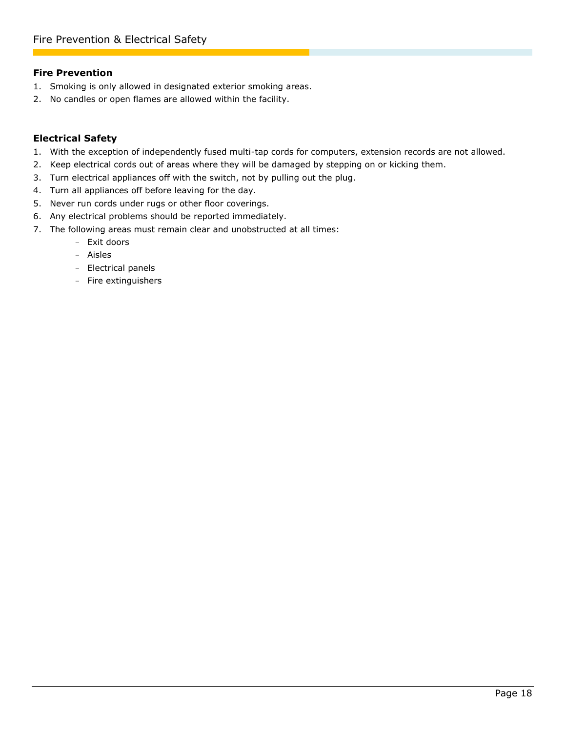# Fire Prevention & Electrical Safety

### Fire Prevention

1. Smoking is only allowed in designated exterior smoking areas.
2. No candles or open flames are allowed within the facility.

### Electrical Safety

1. With the exception of independently fused multi-tap cords for computers, extension records are not allowed.
2. Keep electrical cords out of areas where they will be damaged by stepping on or kicking them.
3. Turn electrical appliances off with the switch, not by pulling out the plug.
4. Turn all appliances off before leaving for the day.
5. Never run cords under rugs or other floor coverings.
6. Any electrical problems should be reported immediately.
7. The following areas must remain clear and unobstructed at all times:
   - Exit doors
   - Aisles
   - Electrical panels
   - Fire extinguishers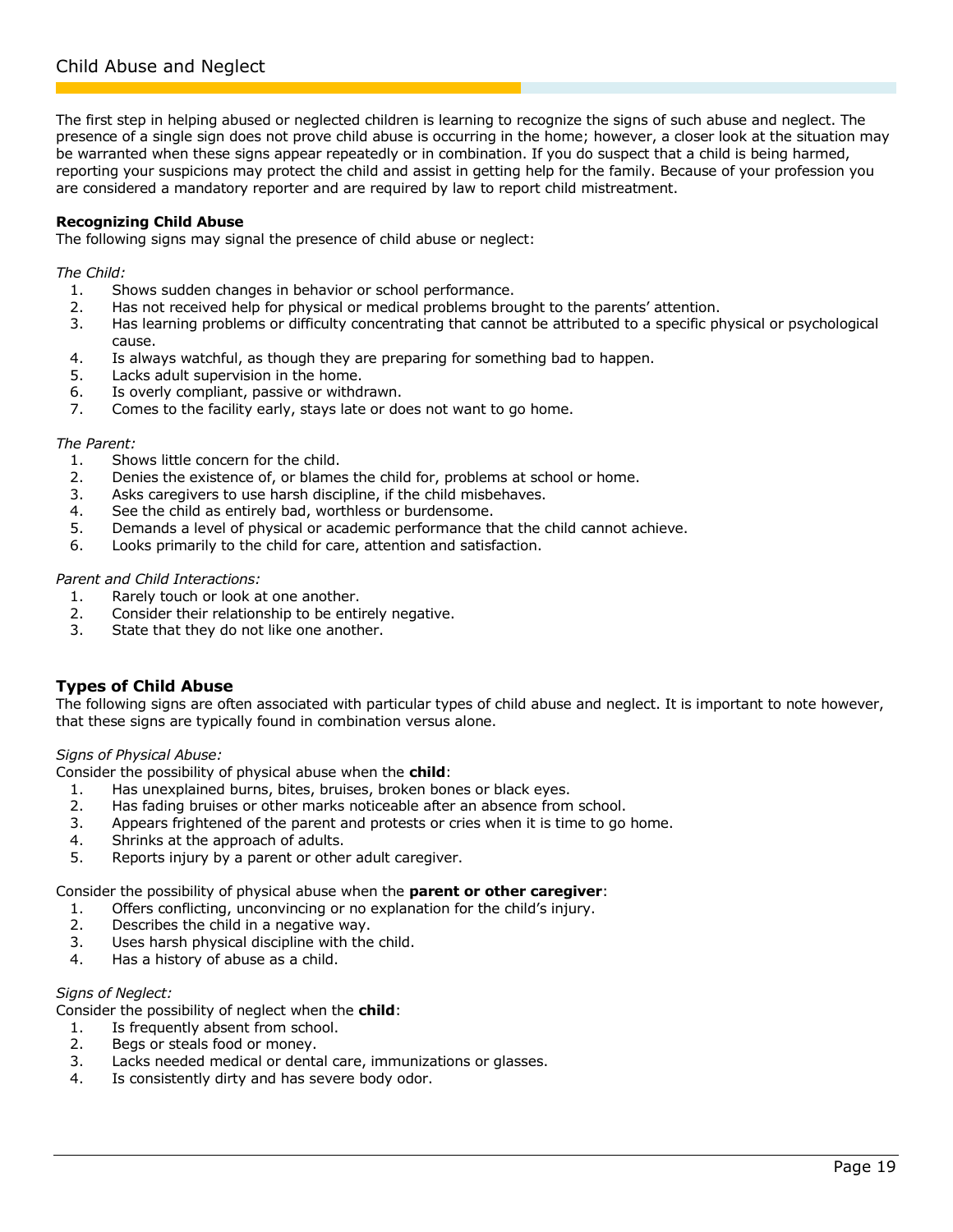# Child Abuse and Neglect

The first step in helping abused or neglected children is learning to recognize the signs of such abuse and neglect. The presence of a single sign does not prove child abuse is occurring in the home; however, a closer look at the situation may be warranted when these signs appear repeatedly or in combination. If you do suspect that a child is being harmed, reporting your suspicions may protect the child and assist in getting help for the family. Because of your profession you are considered a mandatory reporter and are required by law to report child mistreatment.

**Recognizing Child Abuse**

The following signs may signal the presence of child abuse or neglect:

*The Child:*

1. Shows sudden changes in behavior or school performance.
2. Has not received help for physical or medical problems brought to the parents' attention.
3. Has learning problems or difficulty concentrating that cannot be attributed to a specific physical or psychological cause.
4. Is always watchful, as though they are preparing for something bad to happen.
5. Lacks adult supervision in the home.
6. Is overly compliant, passive or withdrawn.
7. Comes to the facility early, stays late or does not want to go home.

*The Parent:*

1. Shows little concern for the child.
2. Denies the existence of, or blames the child for, problems at school or home.
3. Asks caregivers to use harsh discipline, if the child misbehaves.
4. See the child as entirely bad, worthless or burdensome.
5. Demands a level of physical or academic performance that the child cannot achieve.
6. Looks primarily to the child for care, attention and satisfaction.

*Parent and Child Interactions:*

1. Rarely touch or look at one another.
2. Consider their relationship to be entirely negative.
3. State that they do not like one another.

## Types of Child Abuse

The following signs are often associated with particular types of child abuse and neglect. It is important to note however, that these signs are typically found in combination versus alone.

*Signs of Physical Abuse:*

Consider the possibility of physical abuse when the **child**:

1. Has unexplained burns, bites, bruises, broken bones or black eyes.
2. Has fading bruises or other marks noticeable after an absence from school.
3. Appears frightened of the parent and protests or cries when it is time to go home.
4. Shrinks at the approach of adults.
5. Reports injury by a parent or other adult caregiver.

Consider the possibility of physical abuse when the **parent or other caregiver**:

1. Offers conflicting, unconvincing or no explanation for the child's injury.
2. Describes the child in a negative way.
3. Uses harsh physical discipline with the child.
4. Has a history of abuse as a child.

*Signs of Neglect:*

Consider the possibility of neglect when the **child**:

1. Is frequently absent from school.
2. Begs or steals food or money.
3. Lacks needed medical or dental care, immunizations or glasses.
4. Is consistently dirty and has severe body odor.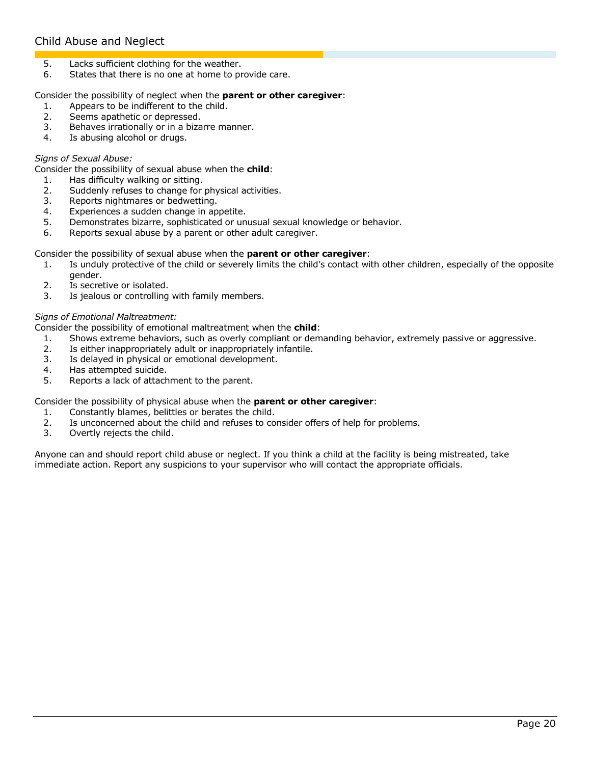5. Lacks sufficient clothing for the weather.
6. States that there is no one at home to provide care.

Consider the possibility of neglect when the **parent or other caregiver**:

1. Appears to be indifferent to the child.
2. Seems apathetic or depressed.
3. Behaves irrationally or in a bizarre manner.
4. Is abusing alcohol or drugs.

*Signs of Sexual Abuse:*

Consider the possibility of sexual abuse when the **child**:

1. Has difficulty walking or sitting.
2. Suddenly refuses to change for physical activities.
3. Reports nightmares or bedwetting.
4. Experiences a sudden change in appetite.
5. Demonstrates bizarre, sophisticated or unusual sexual knowledge or behavior.
6. Reports sexual abuse by a parent or other adult caregiver.

Consider the possibility of sexual abuse when the **parent or other caregiver**:

1. Is unduly protective of the child or severely limits the child's contact with other children, especially of the opposite gender.
2. Is secretive or isolated.
3. Is jealous or controlling with family members.

*Signs of Emotional Maltreatment:*

Consider the possibility of emotional maltreatment when the **child**:

1. Shows extreme behaviors, such as overly compliant or demanding behavior, extremely passive or aggressive.
2. Is either inappropriately adult or inappropriately infantile.
3. Is delayed in physical or emotional development.
4. Has attempted suicide.
5. Reports a lack of attachment to the parent.

Consider the possibility of physical abuse when the **parent or other caregiver**:

1. Constantly blames, belittles or berates the child.
2. Is unconcerned about the child and refuses to consider offers of help for problems.
3. Overtly rejects the child.

Anyone can and should report child abuse or neglect. If you think a child at the facility is being mistreated, take immediate action. Report any suspicions to your supervisor who will contact the appropriate officials.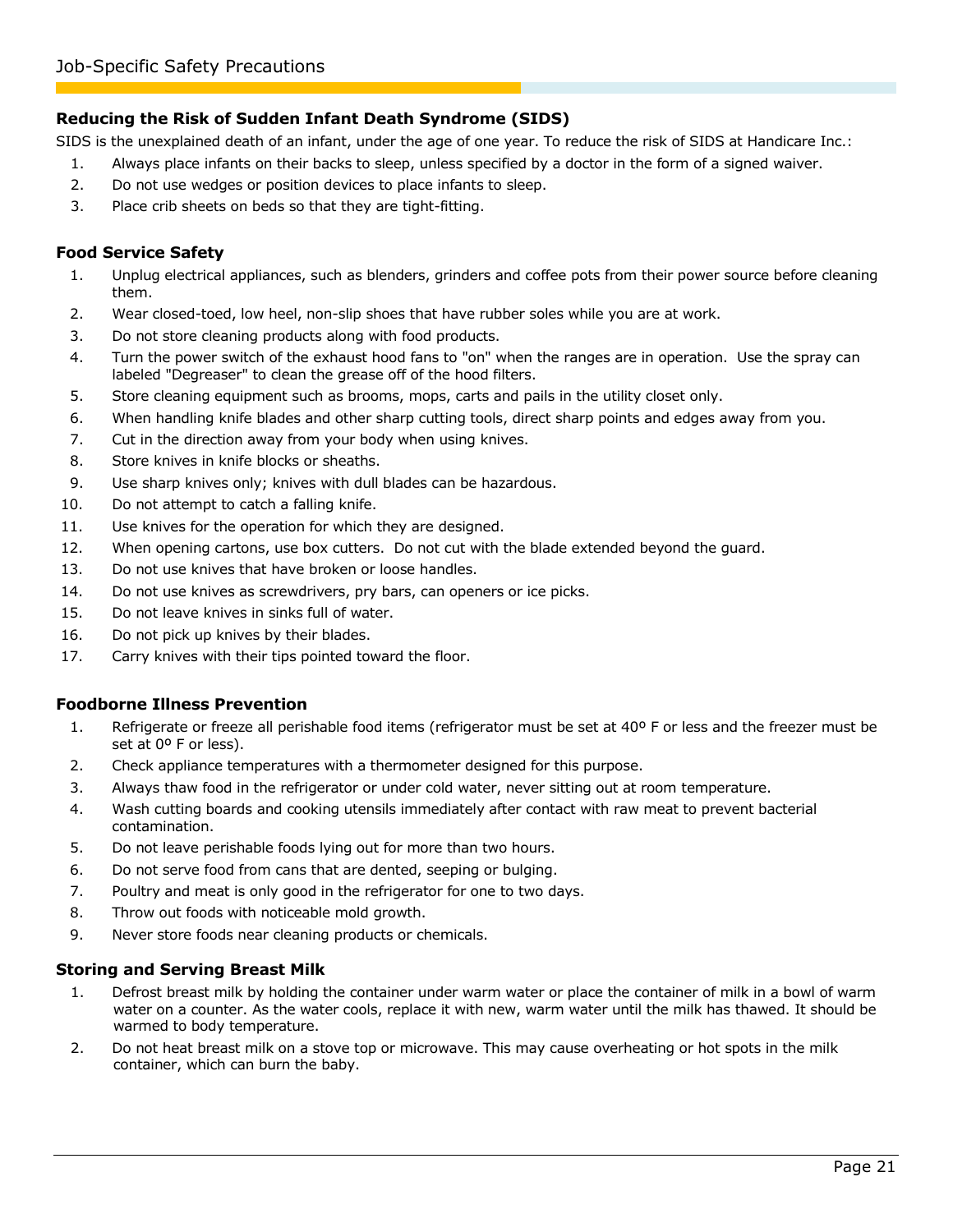## Reducing the Risk of Sudden Infant Death Syndrome (SIDS)

SIDS is the unexplained death of an infant, under the age of one year. To reduce the risk of SIDS at Handicare Inc.:

1. Always place infants on their backs to sleep, unless specified by a doctor in the form of a signed waiver.
2. Do not use wedges or position devices to place infants to sleep.
3. Place crib sheets on beds so that they are tight-fitting.

## Food Service Safety

1. Unplug electrical appliances, such as blenders, grinders and coffee pots from their power source before cleaning them.
2. Wear closed-toed, low heel, non-slip shoes that have rubber soles while you are at work.
3. Do not store cleaning products along with food products.
4. Turn the power switch of the exhaust hood fans to "on" when the ranges are in operation. Use the spray can labeled "Degreaser" to clean the grease off of the hood filters.
5. Store cleaning equipment such as brooms, mops, carts and pails in the utility closet only.
6. When handling knife blades and other sharp cutting tools, direct sharp points and edges away from you.
7. Cut in the direction away from your body when using knives.
8. Store knives in knife blocks or sheaths.
9. Use sharp knives only; knives with dull blades can be hazardous.
10. Do not attempt to catch a falling knife.
11. Use knives for the operation for which they are designed.
12. When opening cartons, use box cutters. Do not cut with the blade extended beyond the guard.
13. Do not use knives that have broken or loose handles.
14. Do not use knives as screwdrivers, pry bars, can openers or ice picks.
15. Do not leave knives in sinks full of water.
16. Do not pick up knives by their blades.
17. Carry knives with their tips pointed toward the floor.

## Foodborne Illness Prevention

1. Refrigerate or freeze all perishable food items (refrigerator must be set at 40º F or less and the freezer must be set at 0º F or less).
2. Check appliance temperatures with a thermometer designed for this purpose.
3. Always thaw food in the refrigerator or under cold water, never sitting out at room temperature.
4. Wash cutting boards and cooking utensils immediately after contact with raw meat to prevent bacterial contamination.
5. Do not leave perishable foods lying out for more than two hours.
6. Do not serve food from cans that are dented, seeping or bulging.
7. Poultry and meat is only good in the refrigerator for one to two days.
8. Throw out foods with noticeable mold growth.
9. Never store foods near cleaning products or chemicals.

## Storing and Serving Breast Milk

1. Defrost breast milk by holding the container under warm water or place the container of milk in a bowl of warm water on a counter. As the water cools, replace it with new, warm water until the milk has thawed. It should be warmed to body temperature.
2. Do not heat breast milk on a stove top or microwave. This may cause overheating or hot spots in the milk container, which can burn the baby.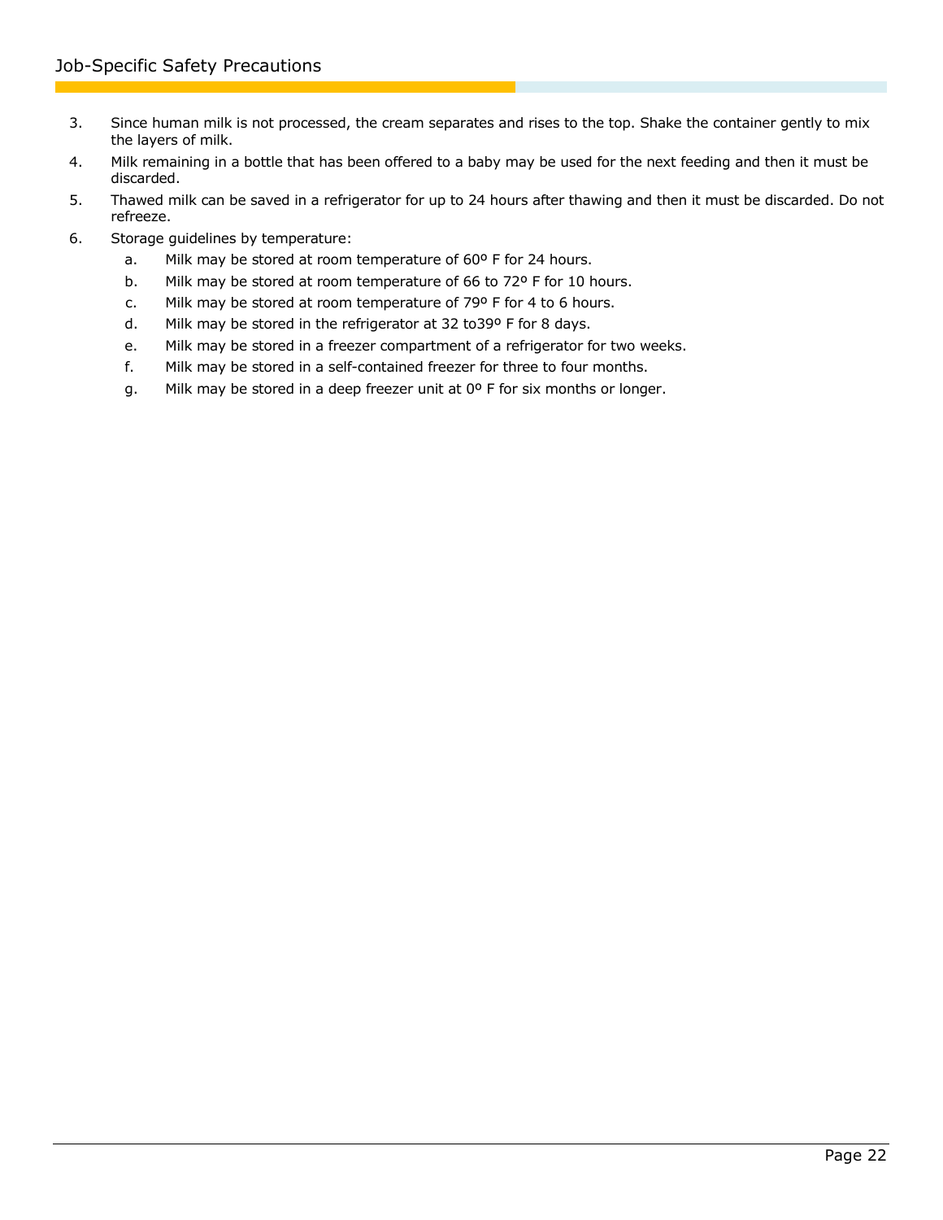3. Since human milk is not processed, the cream separates and rises to the top. Shake the container gently to mix the layers of milk.
4. Milk remaining in a bottle that has been offered to a baby may be used for the next feeding and then it must be discarded.
5. Thawed milk can be saved in a refrigerator for up to 24 hours after thawing and then it must be discarded. Do not refreeze.
6. Storage guidelines by temperature:
   a. Milk may be stored at room temperature of 60º F for 24 hours.
   b. Milk may be stored at room temperature of 66 to 72º F for 10 hours.
   c. Milk may be stored at room temperature of 79º F for 4 to 6 hours.
   d. Milk may be stored in the refrigerator at 32 to39º F for 8 days.
   e. Milk may be stored in a freezer compartment of a refrigerator for two weeks.
   f. Milk may be stored in a self-contained freezer for three to four months.
   g. Milk may be stored in a deep freezer unit at 0º F for six months or longer.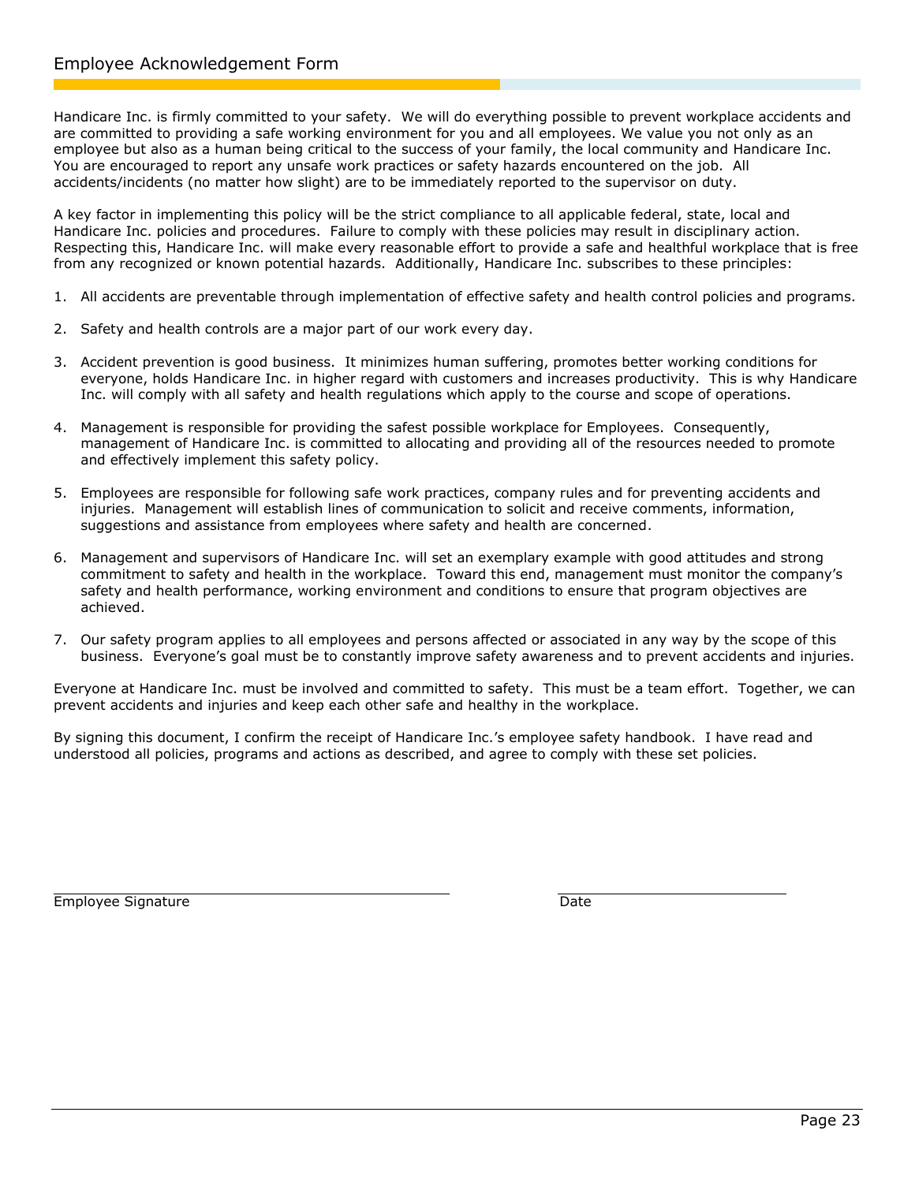# Employee Acknowledgement Form

Handicare Inc. is firmly committed to your safety. We will do everything possible to prevent workplace accidents and are committed to providing a safe working environment for you and all employees. We value you not only as an employee but also as a human being critical to the success of your family, the local community and Handicare Inc. You are encouraged to report any unsafe work practices or safety hazards encountered on the job. All accidents/incidents (no matter how slight) are to be immediately reported to the supervisor on duty.

A key factor in implementing this policy will be the strict compliance to all applicable federal, state, local and Handicare Inc. policies and procedures. Failure to comply with these policies may result in disciplinary action. Respecting this, Handicare Inc. will make every reasonable effort to provide a safe and healthful workplace that is free from any recognized or known potential hazards. Additionally, Handicare Inc. subscribes to these principles:

1. All accidents are preventable through implementation of effective safety and health control policies and programs.

2. Safety and health controls are a major part of our work every day.

3. Accident prevention is good business. It minimizes human suffering, promotes better working conditions for everyone, holds Handicare Inc. in higher regard with customers and increases productivity. This is why Handicare Inc. will comply with all safety and health regulations which apply to the course and scope of operations.

4. Management is responsible for providing the safest possible workplace for Employees. Consequently, management of Handicare Inc. is committed to allocating and providing all of the resources needed to promote and effectively implement this safety policy.

5. Employees are responsible for following safe work practices, company rules and for preventing accidents and injuries. Management will establish lines of communication to solicit and receive comments, information, suggestions and assistance from employees where safety and health are concerned.

6. Management and supervisors of Handicare Inc. will set an exemplary example with good attitudes and strong commitment to safety and health in the workplace. Toward this end, management must monitor the company's safety and health performance, working environment and conditions to ensure that program objectives are achieved.

7. Our safety program applies to all employees and persons affected or associated in any way by the scope of this business. Everyone's goal must be to constantly improve safety awareness and to prevent accidents and injuries.

Everyone at Handicare Inc. must be involved and committed to safety. This must be a team effort. Together, we can prevent accidents and injuries and keep each other safe and healthy in the workplace.

By signing this document, I confirm the receipt of Handicare Inc.'s employee safety handbook. I have read and understood all policies, programs and actions as described, and agree to comply with these set policies.

______________________________ Employee Signature

______________________________ Date